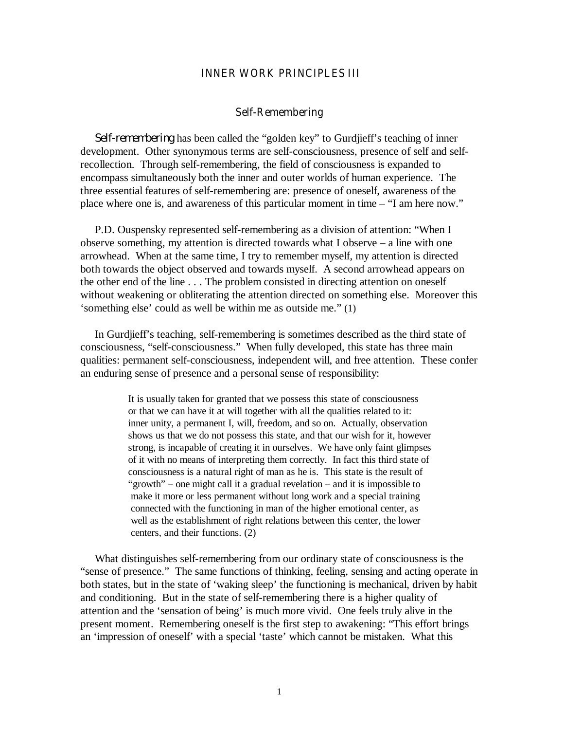# INNER WORK PRINCIPLES III

## Self-Remembering

*Self-remembering* has been called the "golden key" to Gurdjieff's teaching of inner development. Other synonymous terms are self-consciousness, presence of self and self-recollection. Through self-remembering, the field of consciousness is expanded to encompass simultaneously both the inner and outer worlds of human experience. The three essential features of self-remembering are: presence of oneself, awareness of the place where one is, and awareness of this particular moment in time – "I am here now."

P.D. Ouspensky represented self-remembering as a division of attention: "When I observe something, my attention is directed towards what I observe – a line with one arrowhead. When at the same time, I try to remember myself, my attention is directed both towards the object observed and towards myself. A second arrowhead appears on the other end of the line . . . The problem consisted in directing attention on oneself without weakening or obliterating the attention directed on something else. Moreover this 'something else' could as well be within me as outside me." (1)

In Gurdjieff's teaching, self-remembering is sometimes described as the third state of consciousness, "self-consciousness." When fully developed, this state has three main qualities: permanent self-consciousness, independent will, and free attention. These confer an enduring sense of presence and a personal sense of responsibility:

> It is usually taken for granted that we possess this state of consciousness or that we can have it at will together with all the qualities related to it: inner unity, a permanent I, will, freedom, and so on. Actually, observation shows us that we do not possess this state, and that our wish for it, however strong, is incapable of creating it in ourselves. We have only faint glimpses of it with no means of interpreting them correctly. In fact this third state of consciousness is a natural right of man as he is. This state is the result of "growth" – one might call it a gradual revelation – and it is impossible to make it more or less permanent without long work and a special training connected with the functioning in man of the higher emotional center, as well as the establishment of right relations between this center, the lower centers, and their functions. (2)

What distinguishes self-remembering from our ordinary state of consciousness is the "sense of presence." The same functions of thinking, feeling, sensing and acting operate in both states, but in the state of 'waking sleep' the functioning is mechanical, driven by habit and conditioning. But in the state of self-remembering there is a higher quality of attention and the 'sensation of being' is much more vivid. One feels truly alive in the present moment. Remembering oneself is the first step to awakening: "This effort brings an 'impression of oneself' with a special 'taste' which cannot be mistaken. What this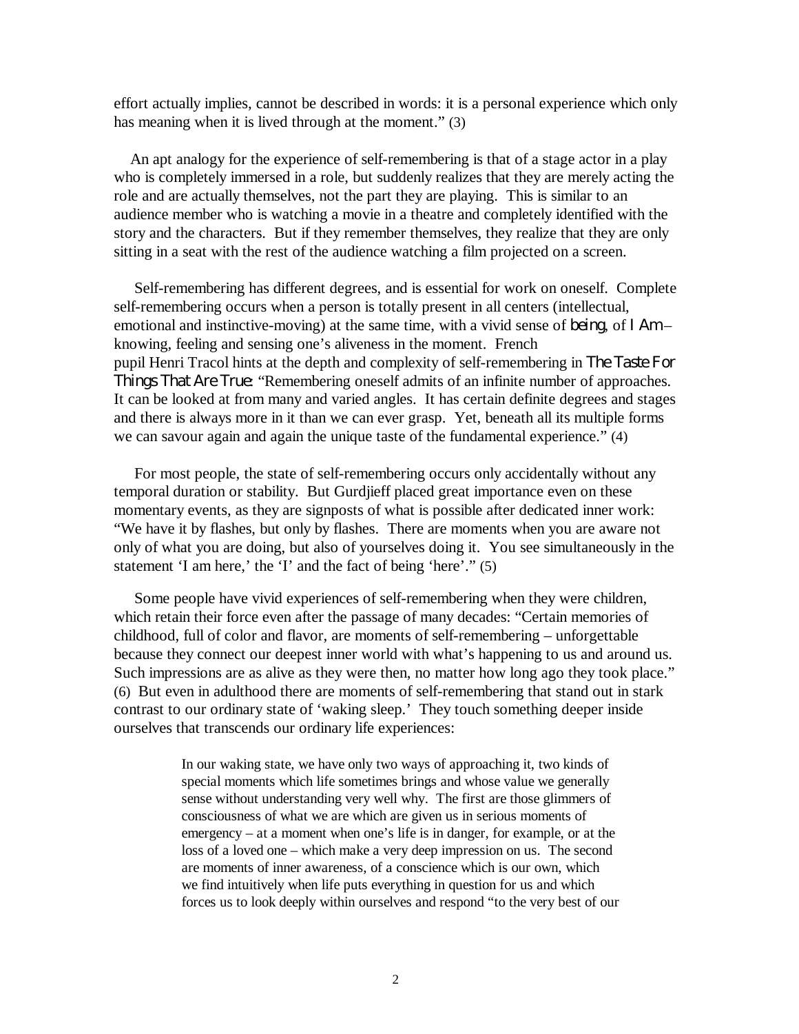effort actually implies, cannot be described in words: it is a personal experience which only has meaning when it is lived through at the moment." (3)

An apt analogy for the experience of self-remembering is that of a stage actor in a play who is completely immersed in a role, but suddenly realizes that they are merely acting the role and are actually themselves, not the part they are playing. This is similar to an audience member who is watching a movie in a theatre and completely identified with the story and the characters. But if they remember themselves, they realize that they are only sitting in a seat with the rest of the audience watching a film projected on a screen.

Self-remembering has different degrees, and is essential for work on oneself. Complete self-remembering occurs when a person is totally present in all centers (intellectual, emotional and instinctive-moving) at the same time, with a vivid sense of *being*, of *I Am* – knowing, feeling and sensing one's aliveness in the moment. French pupil Henri Tracol hints at the depth and complexity of self-remembering in *The Taste For Things That Are True*: "Remembering oneself admits of an infinite number of approaches. It can be looked at from many and varied angles. It has certain definite degrees and stages and there is always more in it than we can ever grasp. Yet, beneath all its multiple forms we can savour again and again the unique taste of the fundamental experience." (4)

For most people, the state of self-remembering occurs only accidentally without any temporal duration or stability. But Gurdjieff placed great importance even on these momentary events, as they are signposts of what is possible after dedicated inner work: "We have it by flashes, but only by flashes. There are moments when you are aware not only of what you are doing, but also of yourselves doing it. You see simultaneously in the statement 'I am here,' the 'I' and the fact of being 'here'." (5)

Some people have vivid experiences of self-remembering when they were children, which retain their force even after the passage of many decades: "Certain memories of childhood, full of color and flavor, are moments of self-remembering – unforgettable because they connect our deepest inner world with what's happening to us and around us. Such impressions are as alive as they were then, no matter how long ago they took place." (6) But even in adulthood there are moments of self-remembering that stand out in stark contrast to our ordinary state of 'waking sleep.' They touch something deeper inside ourselves that transcends our ordinary life experiences:

> In our waking state, we have only two ways of approaching it, two kinds of special moments which life sometimes brings and whose value we generally sense without understanding very well why. The first are those glimmers of consciousness of what we are which are given us in serious moments of emergency – at a moment when one's life is in danger, for example, or at the loss of a loved one – which make a very deep impression on us. The second are moments of inner awareness, of a conscience which is our own, which we find intuitively when life puts everything in question for us and which forces us to look deeply within ourselves and respond "to the very best of our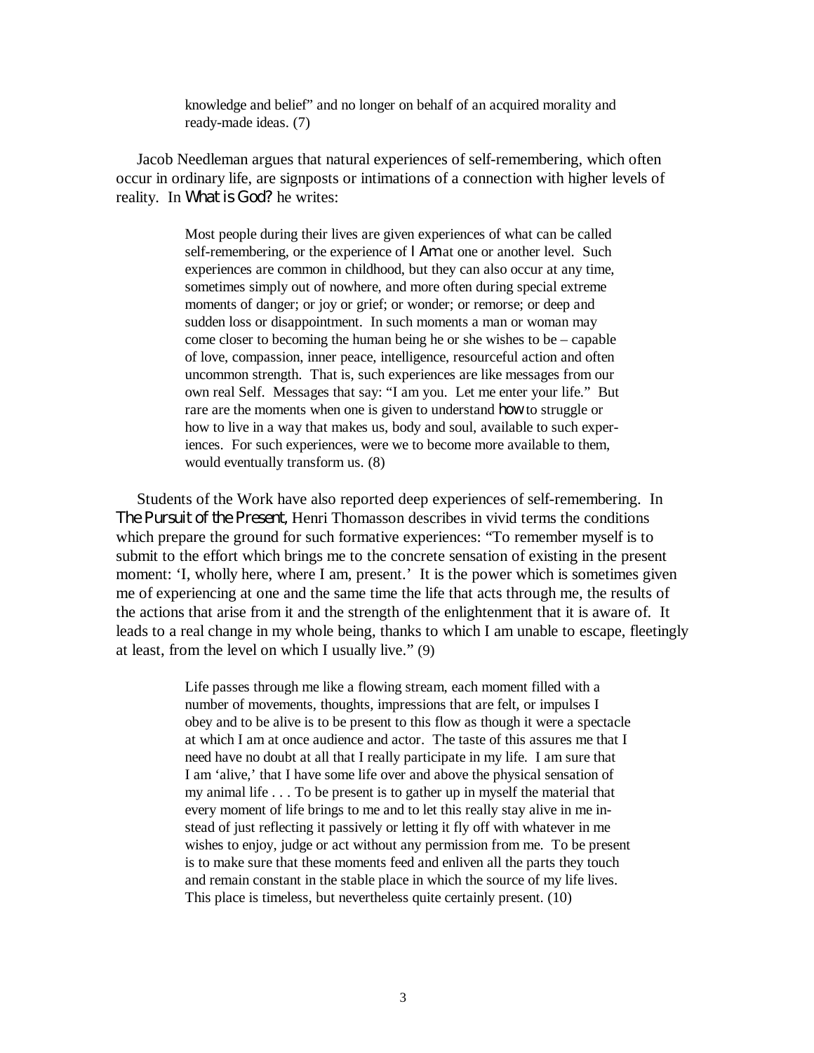> knowledge and belief" and no longer on behalf of an acquired morality and ready-made ideas. (7)

Jacob Needleman argues that natural experiences of self-remembering, which often occur in ordinary life, are signposts or intimations of a connection with higher levels of reality. In *What is God?* he writes:

> Most people during their lives are given experiences of what can be called self-remembering, or the experience of *I Am* at one or another level. Such experiences are common in childhood, but they can also occur at any time, sometimes simply out of nowhere, and more often during special extreme moments of danger; or joy or grief; or wonder; or remorse; or deep and sudden loss or disappointment. In such moments a man or woman may come closer to becoming the human being he or she wishes to be – capable of love, compassion, inner peace, intelligence, resourceful action and often uncommon strength. That is, such experiences are like messages from our own real Self. Messages that say: "I am you. Let me enter your life." But rare are the moments when one is given to understand *how* to struggle or how to live in a way that makes us, body and soul, available to such experiences. For such experiences, were we to become more available to them, would eventually transform us. (8)

Students of the Work have also reported deep experiences of self-remembering. In *The Pursuit of the Present,* Henri Thomasson describes in vivid terms the conditions which prepare the ground for such formative experiences: "To remember myself is to submit to the effort which brings me to the concrete sensation of existing in the present moment: 'I, wholly here, where I am, present.' It is the power which is sometimes given me of experiencing at one and the same time the life that acts through me, the results of the actions that arise from it and the strength of the enlightenment that it is aware of. It leads to a real change in my whole being, thanks to which I am unable to escape, fleetingly at least, from the level on which I usually live." (9)

> Life passes through me like a flowing stream, each moment filled with a number of movements, thoughts, impressions that are felt, or impulses I obey and to be alive is to be present to this flow as though it were a spectacle at which I am at once audience and actor. The taste of this assures me that I need have no doubt at all that I really participate in my life. I am sure that I am 'alive,' that I have some life over and above the physical sensation of my animal life . . . To be present is to gather up in myself the material that every moment of life brings to me and to let this really stay alive in me instead of just reflecting it passively or letting it fly off with whatever in me wishes to enjoy, judge or act without any permission from me. To be present is to make sure that these moments feed and enliven all the parts they touch and remain constant in the stable place in which the source of my life lives. This place is timeless, but nevertheless quite certainly present. (10)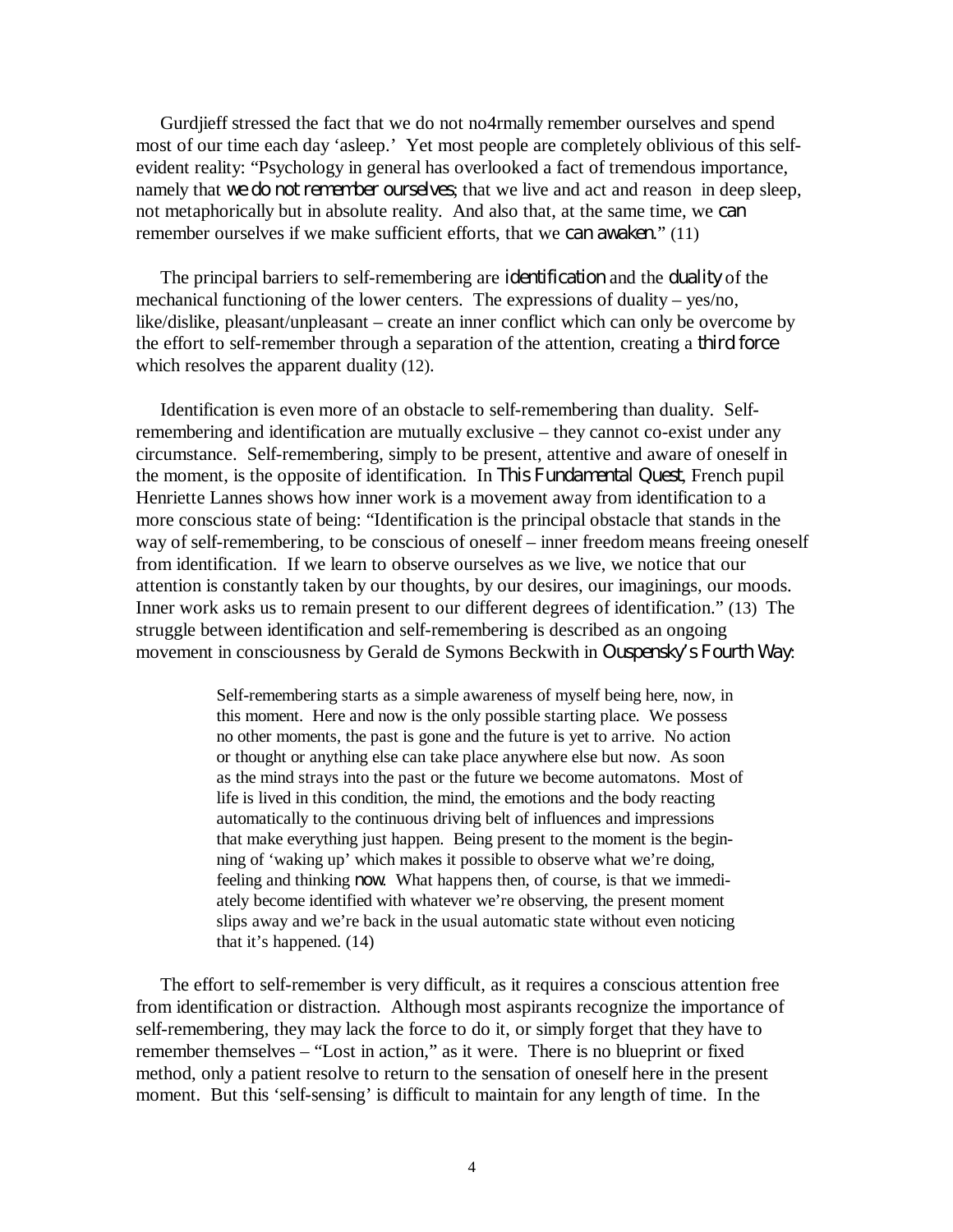Gurdjieff stressed the fact that we do not no4rmally remember ourselves and spend most of our time each day 'asleep.' Yet most people are completely oblivious of this self-evident reality: "Psychology in general has overlooked a fact of tremendous importance, namely that *we do not remember ourselves*; that we live and act and reason in deep sleep, not metaphorically but in absolute reality. And also that, at the same time, we *can* remember ourselves if we make sufficient efforts, that we *can awaken*." (11)

The principal barriers to self-remembering are *identification* and the *duality* of the mechanical functioning of the lower centers. The expressions of duality – yes/no, like/dislike, pleasant/unpleasant – create an inner conflict which can only be overcome by the effort to self-remember through a separation of the attention, creating a *third force* which resolves the apparent duality (12).

Identification is even more of an obstacle to self-remembering than duality. Self-remembering and identification are mutually exclusive – they cannot co-exist under any circumstance. Self-remembering, simply to be present, attentive and aware of oneself in the moment, is the opposite of identification. In *This Fundamental Quest*, French pupil Henriette Lannes shows how inner work is a movement away from identification to a more conscious state of being: "Identification is the principal obstacle that stands in the way of self-remembering, to be conscious of oneself – inner freedom means freeing oneself from identification. If we learn to observe ourselves as we live, we notice that our attention is constantly taken by our thoughts, by our desires, our imaginings, our moods. Inner work asks us to remain present to our different degrees of identification." (13) The struggle between identification and self-remembering is described as an ongoing movement in consciousness by Gerald de Symons Beckwith in *Ouspensky's Fourth Way*:

> Self-remembering starts as a simple awareness of myself being here, now, in this moment. Here and now is the only possible starting place. We possess no other moments, the past is gone and the future is yet to arrive. No action or thought or anything else can take place anywhere else but now. As soon as the mind strays into the past or the future we become automatons. Most of life is lived in this condition, the mind, the emotions and the body reacting automatically to the continuous driving belt of influences and impressions that make everything just happen. Being present to the moment is the beginning of 'waking up' which makes it possible to observe what we're doing, feeling and thinking *now*. What happens then, of course, is that we immediately become identified with whatever we're observing, the present moment slips away and we're back in the usual automatic state without even noticing that it's happened. (14)

The effort to self-remember is very difficult, as it requires a conscious attention free from identification or distraction. Although most aspirants recognize the importance of self-remembering, they may lack the force to do it, or simply forget that they have to remember themselves – "Lost in action," as it were. There is no blueprint or fixed method, only a patient resolve to return to the sensation of oneself here in the present moment. But this 'self-sensing' is difficult to maintain for any length of time. In the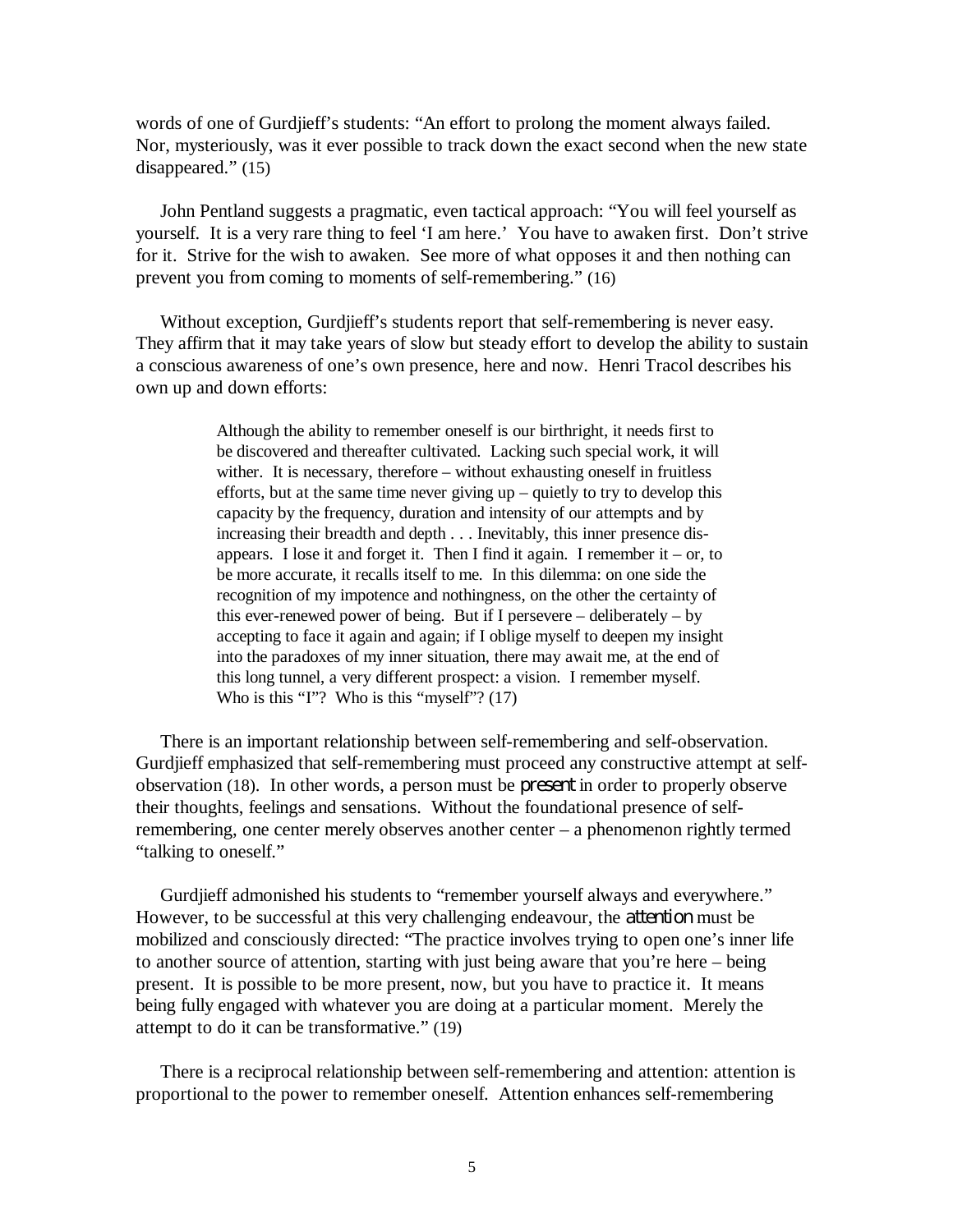words of one of Gurdjieff's students: "An effort to prolong the moment always failed. Nor, mysteriously, was it ever possible to track down the exact second when the new state disappeared." (15)

John Pentland suggests a pragmatic, even tactical approach: "You will feel yourself as yourself. It is a very rare thing to feel 'I am here.' You have to awaken first. Don't strive for it. Strive for the wish to awaken. See more of what opposes it and then nothing can prevent you from coming to moments of self-remembering." (16)

Without exception, Gurdjieff's students report that self-remembering is never easy. They affirm that it may take years of slow but steady effort to develop the ability to sustain a conscious awareness of one's own presence, here and now. Henri Tracol describes his own up and down efforts:

> Although the ability to remember oneself is our birthright, it needs first to be discovered and thereafter cultivated. Lacking such special work, it will wither. It is necessary, therefore – without exhausting oneself in fruitless efforts, but at the same time never giving up – quietly to try to develop this capacity by the frequency, duration and intensity of our attempts and by increasing their breadth and depth . . . Inevitably, this inner presence disappears. I lose it and forget it. Then I find it again. I remember it – or, to be more accurate, it recalls itself to me. In this dilemma: on one side the recognition of my impotence and nothingness, on the other the certainty of this ever-renewed power of being. But if I persevere – deliberately – by accepting to face it again and again; if I oblige myself to deepen my insight into the paradoxes of my inner situation, there may await me, at the end of this long tunnel, a very different prospect: a vision. I remember myself. Who is this "I"? Who is this "myself"? (17)

There is an important relationship between self-remembering and self-observation. Gurdjieff emphasized that self-remembering must proceed any constructive attempt at self-observation (18). In other words, a person must be *present* in order to properly observe their thoughts, feelings and sensations. Without the foundational presence of self-remembering, one center merely observes another center – a phenomenon rightly termed "talking to oneself."

Gurdjieff admonished his students to "remember yourself always and everywhere." However, to be successful at this very challenging endeavour, the *attention* must be mobilized and consciously directed: "The practice involves trying to open one's inner life to another source of attention, starting with just being aware that you're here – being present. It is possible to be more present, now, but you have to practice it. It means being fully engaged with whatever you are doing at a particular moment. Merely the attempt to do it can be transformative." (19)

There is a reciprocal relationship between self-remembering and attention: attention is proportional to the power to remember oneself. Attention enhances self-remembering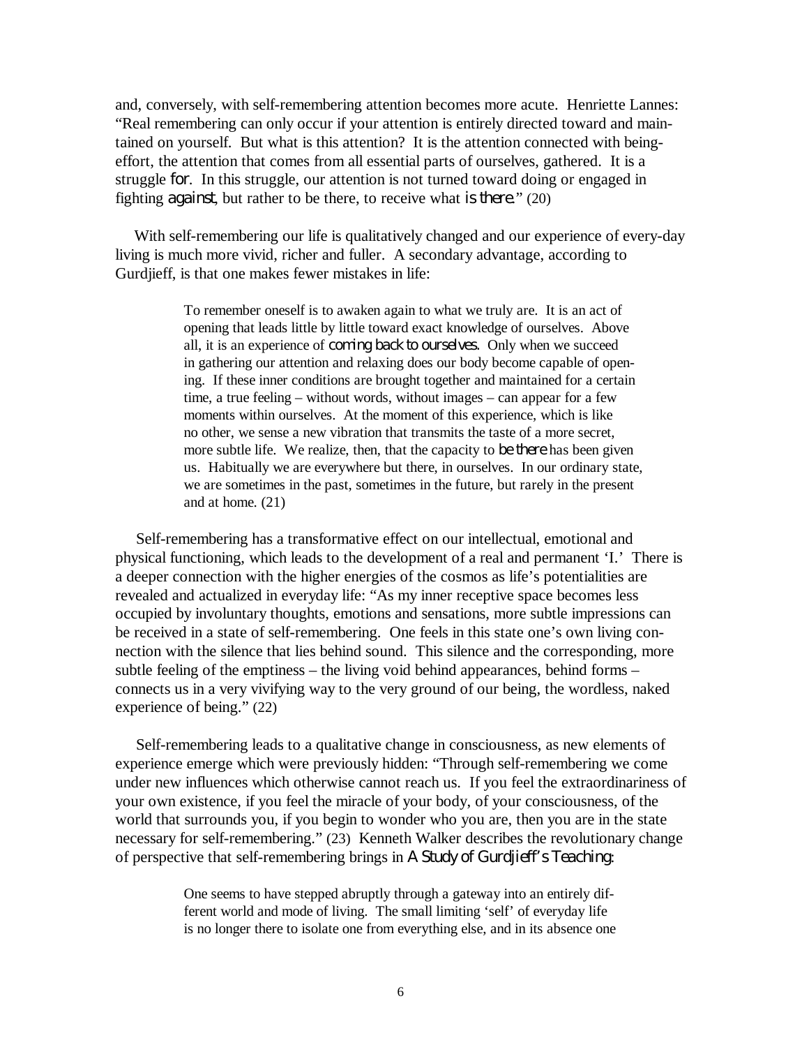and, conversely, with self-remembering attention becomes more acute. Henriette Lannes: "Real remembering can only occur if your attention is entirely directed toward and maintained on yourself. But what is this attention? It is the attention connected with being-effort, the attention that comes from all essential parts of ourselves, gathered. It is a struggle *for*. In this struggle, our attention is not turned toward doing or engaged in fighting *against*, but rather to be there, to receive what *is there*." (20)

With self-remembering our life is qualitatively changed and our experience of every-day living is much more vivid, richer and fuller. A secondary advantage, according to Gurdjieff, is that one makes fewer mistakes in life:

> To remember oneself is to awaken again to what we truly are. It is an act of opening that leads little by little toward exact knowledge of ourselves. Above all, it is an experience of *coming back to ourselves*. Only when we succeed in gathering our attention and relaxing does our body become capable of opening. If these inner conditions are brought together and maintained for a certain time, a true feeling – without words, without images – can appear for a few moments within ourselves. At the moment of this experience, which is like no other, we sense a new vibration that transmits the taste of a more secret, more subtle life. We realize, then, that the capacity to *be there* has been given us. Habitually we are everywhere but there, in ourselves. In our ordinary state, we are sometimes in the past, sometimes in the future, but rarely in the present and at home. (21)

Self-remembering has a transformative effect on our intellectual, emotional and physical functioning, which leads to the development of a real and permanent 'I.' There is a deeper connection with the higher energies of the cosmos as life's potentialities are revealed and actualized in everyday life: "As my inner receptive space becomes less occupied by involuntary thoughts, emotions and sensations, more subtle impressions can be received in a state of self-remembering. One feels in this state one's own living connection with the silence that lies behind sound. This silence and the corresponding, more subtle feeling of the emptiness – the living void behind appearances, behind forms – connects us in a very vivifying way to the very ground of our being, the wordless, naked experience of being." (22)

Self-remembering leads to a qualitative change in consciousness, as new elements of experience emerge which were previously hidden: "Through self-remembering we come under new influences which otherwise cannot reach us. If you feel the extraordinariness of your own existence, if you feel the miracle of your body, of your consciousness, of the world that surrounds you, if you begin to wonder who you are, then you are in the state necessary for self-remembering." (23) Kenneth Walker describes the revolutionary change of perspective that self-remembering brings in *A Study of Gurdjieff's Teaching*:

> One seems to have stepped abruptly through a gateway into an entirely different world and mode of living. The small limiting 'self' of everyday life is no longer there to isolate one from everything else, and in its absence one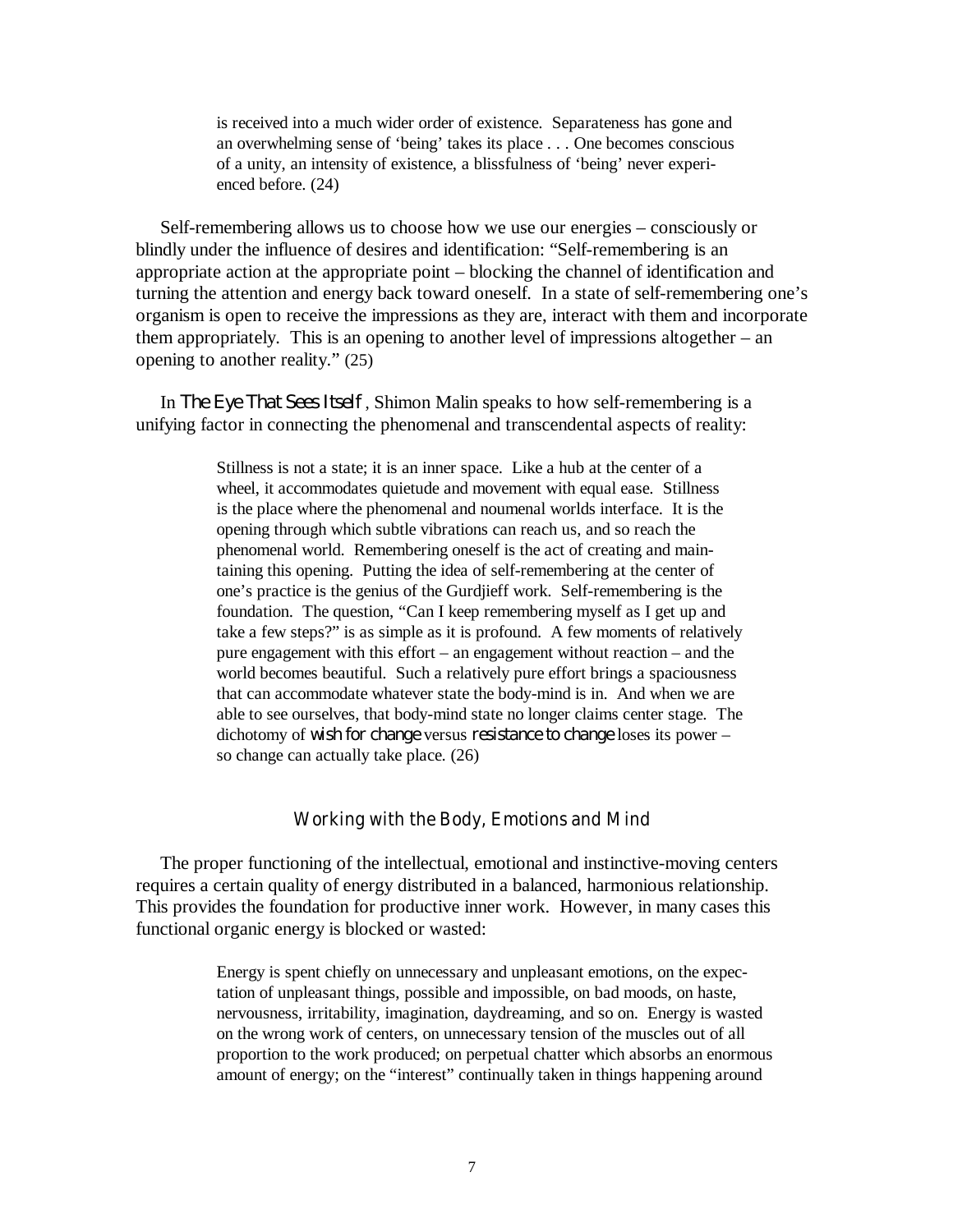> is received into a much wider order of existence. Separateness has gone and an overwhelming sense of 'being' takes its place . . . One becomes conscious of a unity, an intensity of existence, a blissfulness of 'being' never experienced before. (24)

Self-remembering allows us to choose how we use our energies – consciously or blindly under the influence of desires and identification: "Self-remembering is an appropriate action at the appropriate point – blocking the channel of identification and turning the attention and energy back toward oneself. In a state of self-remembering one's organism is open to receive the impressions as they are, interact with them and incorporate them appropriately. This is an opening to another level of impressions altogether – an opening to another reality." (25)

In *The Eye That Sees Itself*, Shimon Malin speaks to how self-remembering is a unifying factor in connecting the phenomenal and transcendental aspects of reality:

> Stillness is not a state; it is an inner space. Like a hub at the center of a wheel, it accommodates quietude and movement with equal ease. Stillness is the place where the phenomenal and noumenal worlds interface. It is the opening through which subtle vibrations can reach us, and so reach the phenomenal world. Remembering oneself is the act of creating and maintaining this opening. Putting the idea of self-remembering at the center of one's practice is the genius of the Gurdjieff work. Self-remembering is the foundation. The question, "Can I keep remembering myself as I get up and take a few steps?" is as simple as it is profound. A few moments of relatively pure engagement with this effort – an engagement without reaction – and the world becomes beautiful. Such a relatively pure effort brings a spaciousness that can accommodate whatever state the body-mind is in. And when we are able to see ourselves, that body-mind state no longer claims center stage. The dichotomy of *wish for change* versus *resistance to change* loses its power – so change can actually take place. (26)

## Working with the Body, Emotions and Mind

The proper functioning of the intellectual, emotional and instinctive-moving centers requires a certain quality of energy distributed in a balanced, harmonious relationship. This provides the foundation for productive inner work. However, in many cases this functional organic energy is blocked or wasted:

> Energy is spent chiefly on unnecessary and unpleasant emotions, on the expectation of unpleasant things, possible and impossible, on bad moods, on haste, nervousness, irritability, imagination, daydreaming, and so on. Energy is wasted on the wrong work of centers, on unnecessary tension of the muscles out of all proportion to the work produced; on perpetual chatter which absorbs an enormous amount of energy; on the "interest" continually taken in things happening around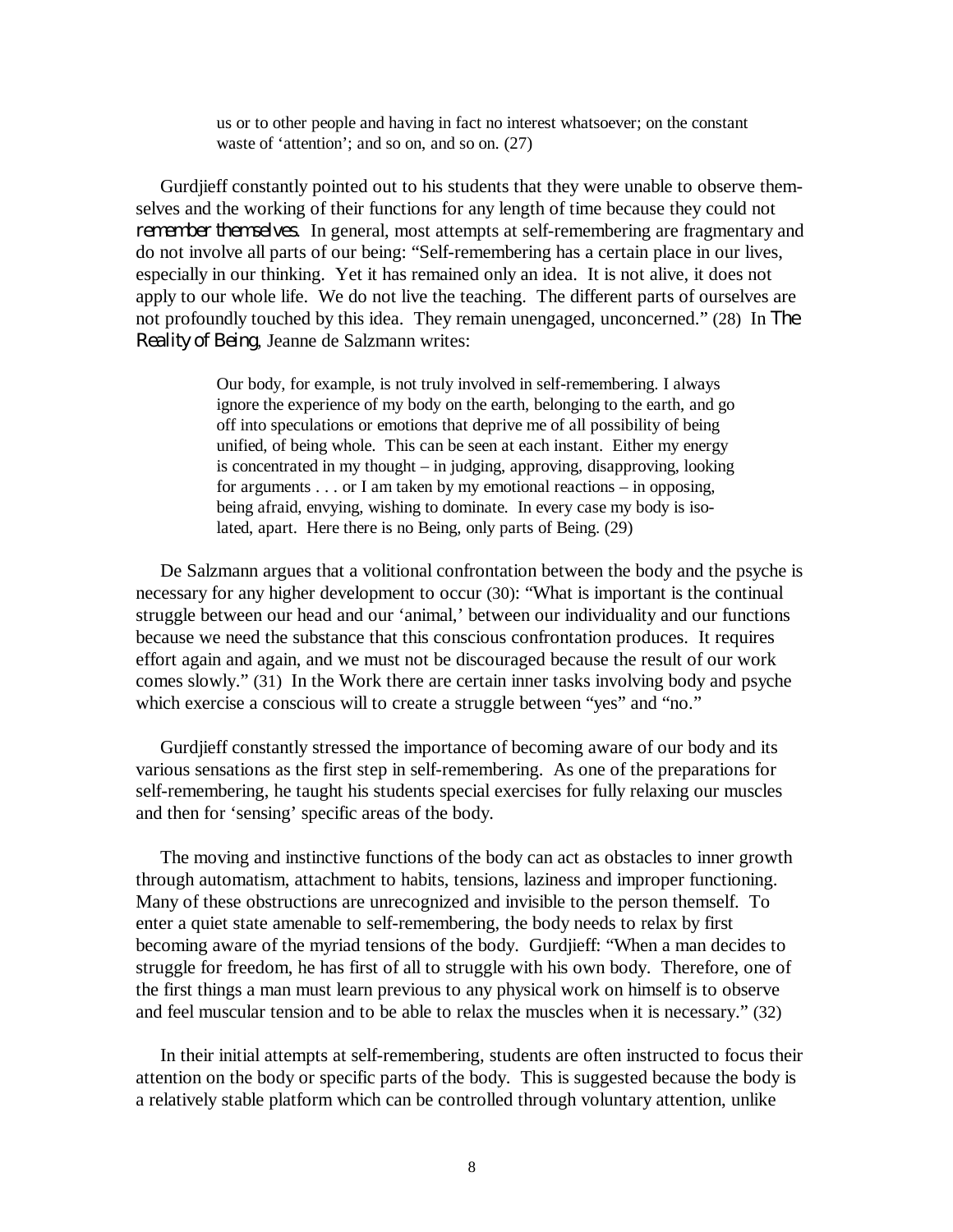> us or to other people and having in fact no interest whatsoever; on the constant waste of 'attention'; and so on, and so on. (27)

Gurdjieff constantly pointed out to his students that they were unable to observe themselves and the working of their functions for any length of time because they could not *remember themselves*. In general, most attempts at self-remembering are fragmentary and do not involve all parts of our being: "Self-remembering has a certain place in our lives, especially in our thinking. Yet it has remained only an idea. It is not alive, it does not apply to our whole life. We do not live the teaching. The different parts of ourselves are not profoundly touched by this idea. They remain unengaged, unconcerned." (28) In *The Reality of Being*, Jeanne de Salzmann writes:

> Our body, for example, is not truly involved in self-remembering. I always ignore the experience of my body on the earth, belonging to the earth, and go off into speculations or emotions that deprive me of all possibility of being unified, of being whole. This can be seen at each instant. Either my energy is concentrated in my thought – in judging, approving, disapproving, looking for arguments . . . or I am taken by my emotional reactions – in opposing, being afraid, envying, wishing to dominate. In every case my body is isolated, apart. Here there is no Being, only parts of Being. (29)

De Salzmann argues that a volitional confrontation between the body and the psyche is necessary for any higher development to occur (30): "What is important is the continual struggle between our head and our 'animal,' between our individuality and our functions because we need the substance that this conscious confrontation produces. It requires effort again and again, and we must not be discouraged because the result of our work comes slowly." (31) In the Work there are certain inner tasks involving body and psyche which exercise a conscious will to create a struggle between "yes" and "no."

Gurdjieff constantly stressed the importance of becoming aware of our body and its various sensations as the first step in self-remembering. As one of the preparations for self-remembering, he taught his students special exercises for fully relaxing our muscles and then for 'sensing' specific areas of the body.

The moving and instinctive functions of the body can act as obstacles to inner growth through automatism, attachment to habits, tensions, laziness and improper functioning. Many of these obstructions are unrecognized and invisible to the person themself. To enter a quiet state amenable to self-remembering, the body needs to relax by first becoming aware of the myriad tensions of the body. Gurdjieff: "When a man decides to struggle for freedom, he has first of all to struggle with his own body. Therefore, one of the first things a man must learn previous to any physical work on himself is to observe and feel muscular tension and to be able to relax the muscles when it is necessary." (32)

In their initial attempts at self-remembering, students are often instructed to focus their attention on the body or specific parts of the body. This is suggested because the body is a relatively stable platform which can be controlled through voluntary attention, unlike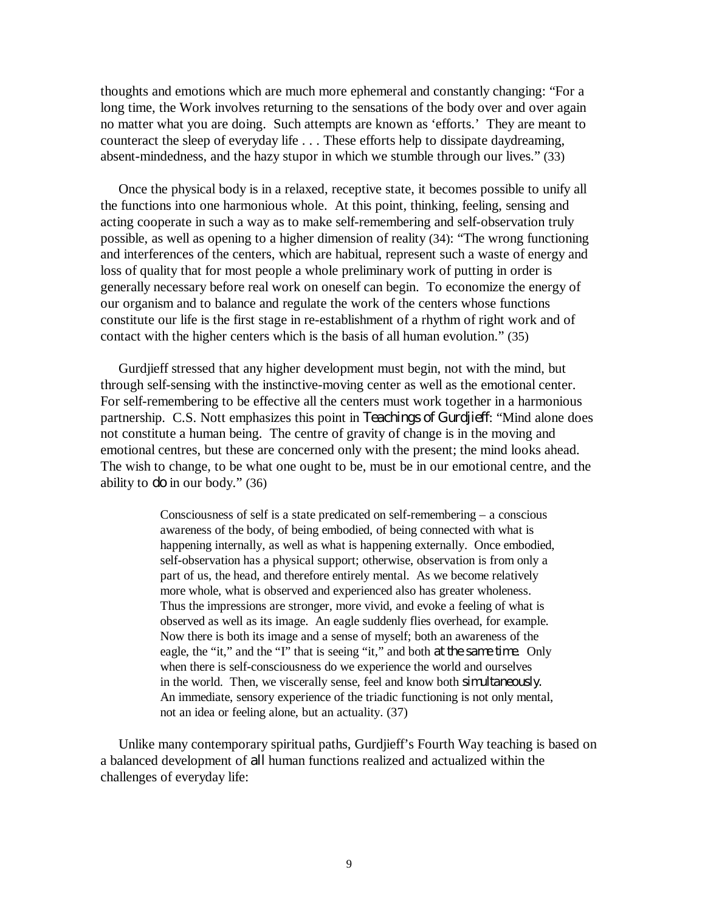thoughts and emotions which are much more ephemeral and constantly changing: "For a long time, the Work involves returning to the sensations of the body over and over again no matter what you are doing. Such attempts are known as 'efforts.' They are meant to counteract the sleep of everyday life . . . These efforts help to dissipate daydreaming, absent-mindedness, and the hazy stupor in which we stumble through our lives." (33)

Once the physical body is in a relaxed, receptive state, it becomes possible to unify all the functions into one harmonious whole. At this point, thinking, feeling, sensing and acting cooperate in such a way as to make self-remembering and self-observation truly possible, as well as opening to a higher dimension of reality (34): "The wrong functioning and interferences of the centers, which are habitual, represent such a waste of energy and loss of quality that for most people a whole preliminary work of putting in order is generally necessary before real work on oneself can begin. To economize the energy of our organism and to balance and regulate the work of the centers whose functions constitute our life is the first stage in re-establishment of a rhythm of right work and of contact with the higher centers which is the basis of all human evolution." (35)

Gurdjieff stressed that any higher development must begin, not with the mind, but through self-sensing with the instinctive-moving center as well as the emotional center. For self-remembering to be effective all the centers must work together in a harmonious partnership. C.S. Nott emphasizes this point in *Teachings of Gurdjieff*: "Mind alone does not constitute a human being. The centre of gravity of change is in the moving and emotional centres, but these are concerned only with the present; the mind looks ahead. The wish to change, to be what one ought to be, must be in our emotional centre, and the ability to *do* in our body." (36)

> Consciousness of self is a state predicated on self-remembering – a conscious awareness of the body, of being embodied, of being connected with what is happening internally, as well as what is happening externally. Once embodied, self-observation has a physical support; otherwise, observation is from only a part of us, the head, and therefore entirely mental. As we become relatively more whole, what is observed and experienced also has greater wholeness. Thus the impressions are stronger, more vivid, and evoke a feeling of what is observed as well as its image. An eagle suddenly flies overhead, for example. Now there is both its image and a sense of myself; both an awareness of the eagle, the "it," and the "I" that is seeing "it," and both *at the same time.* Only when there is self-consciousness do we experience the world and ourselves in the world. Then, we viscerally sense, feel and know both *simultaneously.* An immediate, sensory experience of the triadic functioning is not only mental, not an idea or feeling alone, but an actuality. (37)

Unlike many contemporary spiritual paths, Gurdjieff's Fourth Way teaching is based on a balanced development of *all* human functions realized and actualized within the challenges of everyday life: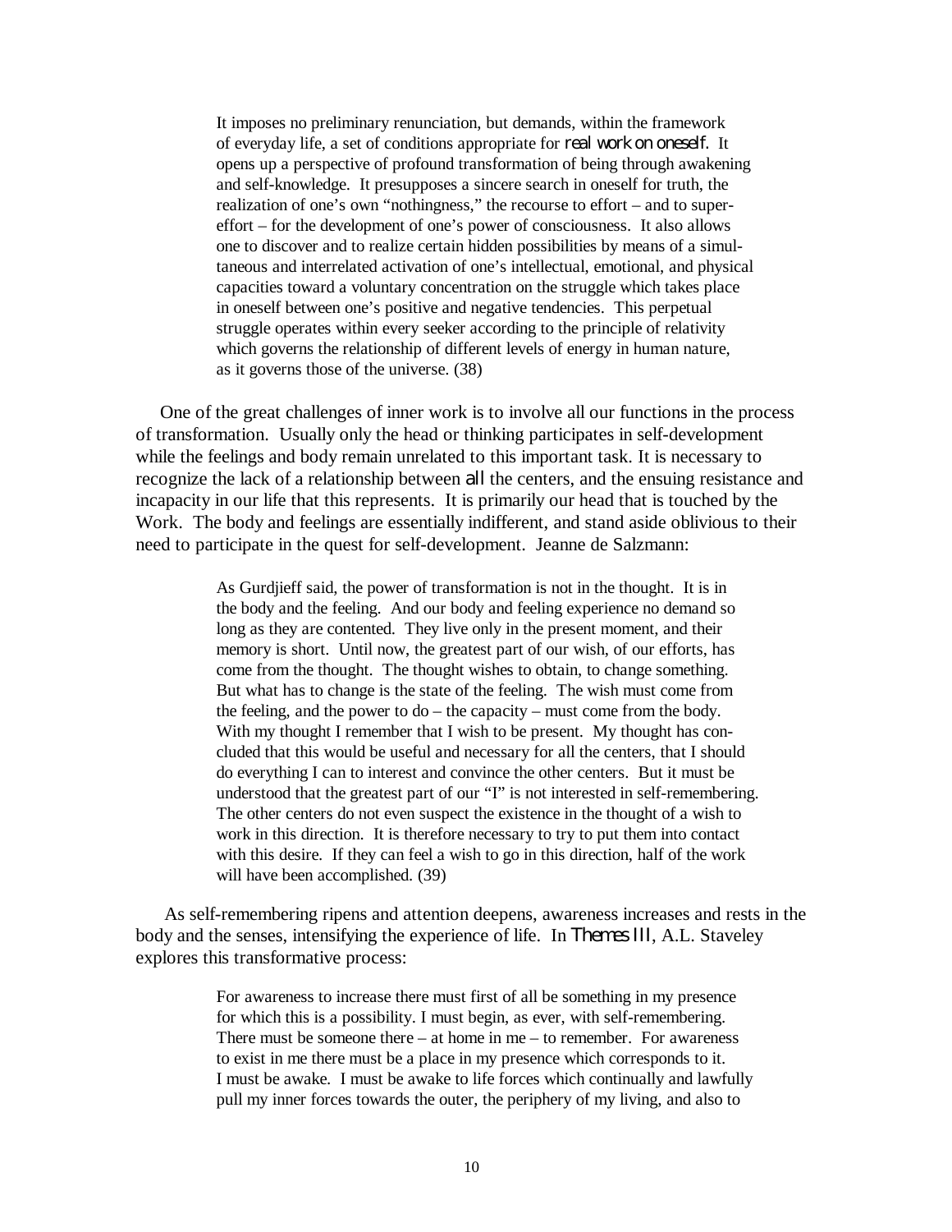> It imposes no preliminary renunciation, but demands, within the framework of everyday life, a set of conditions appropriate for *real work on oneself.* It opens up a perspective of profound transformation of being through awakening and self-knowledge. It presupposes a sincere search in oneself for truth, the realization of one's own "nothingness," the recourse to effort – and to super-effort – for the development of one's power of consciousness. It also allows one to discover and to realize certain hidden possibilities by means of a simultaneous and interrelated activation of one's intellectual, emotional, and physical capacities toward a voluntary concentration on the struggle which takes place in oneself between one's positive and negative tendencies. This perpetual struggle operates within every seeker according to the principle of relativity which governs the relationship of different levels of energy in human nature, as it governs those of the universe. (38)

One of the great challenges of inner work is to involve all our functions in the process of transformation. Usually only the head or thinking participates in self-development while the feelings and body remain unrelated to this important task. It is necessary to recognize the lack of a relationship between *all* the centers, and the ensuing resistance and incapacity in our life that this represents. It is primarily our head that is touched by the Work. The body and feelings are essentially indifferent, and stand aside oblivious to their need to participate in the quest for self-development. Jeanne de Salzmann:

> As Gurdjieff said, the power of transformation is not in the thought. It is in the body and the feeling. And our body and feeling experience no demand so long as they are contented. They live only in the present moment, and their memory is short. Until now, the greatest part of our wish, of our efforts, has come from the thought. The thought wishes to obtain, to change something. But what has to change is the state of the feeling. The wish must come from the feeling, and the power to do – the capacity – must come from the body. With my thought I remember that I wish to be present. My thought has concluded that this would be useful and necessary for all the centers, that I should do everything I can to interest and convince the other centers. But it must be understood that the greatest part of our "I" is not interested in self-remembering. The other centers do not even suspect the existence in the thought of a wish to work in this direction. It is therefore necessary to try to put them into contact with this desire. If they can feel a wish to go in this direction, half of the work will have been accomplished. (39)

As self-remembering ripens and attention deepens, awareness increases and rests in the body and the senses, intensifying the experience of life. In *Themes III*, A.L. Staveley explores this transformative process:

> For awareness to increase there must first of all be something in my presence for which this is a possibility. I must begin, as ever, with self-remembering. There must be someone there – at home in me – to remember. For awareness to exist in me there must be a place in my presence which corresponds to it. I must be awake. I must be awake to life forces which continually and lawfully pull my inner forces towards the outer, the periphery of my living, and also to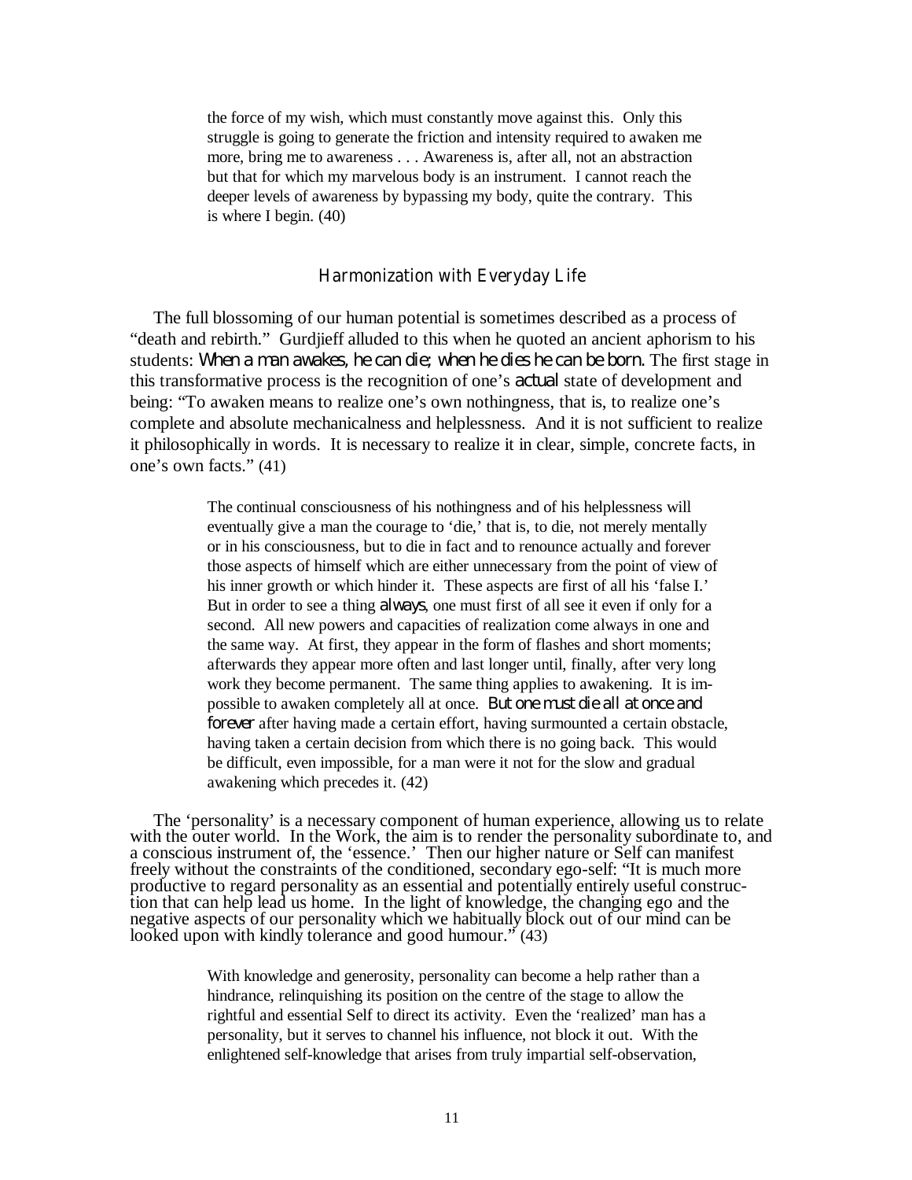> the force of my wish, which must constantly move against this. Only this struggle is going to generate the friction and intensity required to awaken me more, bring me to awareness . . . Awareness is, after all, not an abstraction but that for which my marvelous body is an instrument. I cannot reach the deeper levels of awareness by bypassing my body, quite the contrary. This is where I begin. (40)

## Harmonization with Everyday Life

The full blossoming of our human potential is sometimes described as a process of "death and rebirth." Gurdjieff alluded to this when he quoted an ancient aphorism to his students: *When a man awakes, he can die; when he dies he can be born.* The first stage in this transformative process is the recognition of one's *actual* state of development and being: "To awaken means to realize one's own nothingness, that is, to realize one's complete and absolute mechanicalness and helplessness. And it is not sufficient to realize it philosophically in words. It is necessary to realize it in clear, simple, concrete facts, in one's own facts." (41)

> The continual consciousness of his nothingness and of his helplessness will eventually give a man the courage to 'die,' that is, to die, not merely mentally or in his consciousness, but to die in fact and to renounce actually and forever those aspects of himself which are either unnecessary from the point of view of his inner growth or which hinder it. These aspects are first of all his 'false I.' But in order to see a thing *always*, one must first of all see it even if only for a second. All new powers and capacities of realization come always in one and the same way. At first, they appear in the form of flashes and short moments; afterwards they appear more often and last longer until, finally, after very long work they become permanent. The same thing applies to awakening. It is impossible to awaken completely all at once. *But one must die all at once and forever* after having made a certain effort, having surmounted a certain obstacle, having taken a certain decision from which there is no going back. This would be difficult, even impossible, for a man were it not for the slow and gradual awakening which precedes it. (42)

The 'personality' is a necessary component of human experience, allowing us to relate with the outer world. In the Work, the aim is to render the personality subordinate to, and a conscious instrument of, the 'essence.' Then our higher nature or Self can manifest freely without the constraints of the conditioned, secondary ego-self: "It is much more productive to regard personality as an essential and potentially entirely useful construction that can help lead us home. In the light of knowledge, the changing ego and the negative aspects of our personality which we habitually block out of our mind can be looked upon with kindly tolerance and good humour." (43)

> With knowledge and generosity, personality can become a help rather than a hindrance, relinquishing its position on the centre of the stage to allow the rightful and essential Self to direct its activity. Even the 'realized' man has a personality, but it serves to channel his influence, not block it out. With the enlightened self-knowledge that arises from truly impartial self-observation,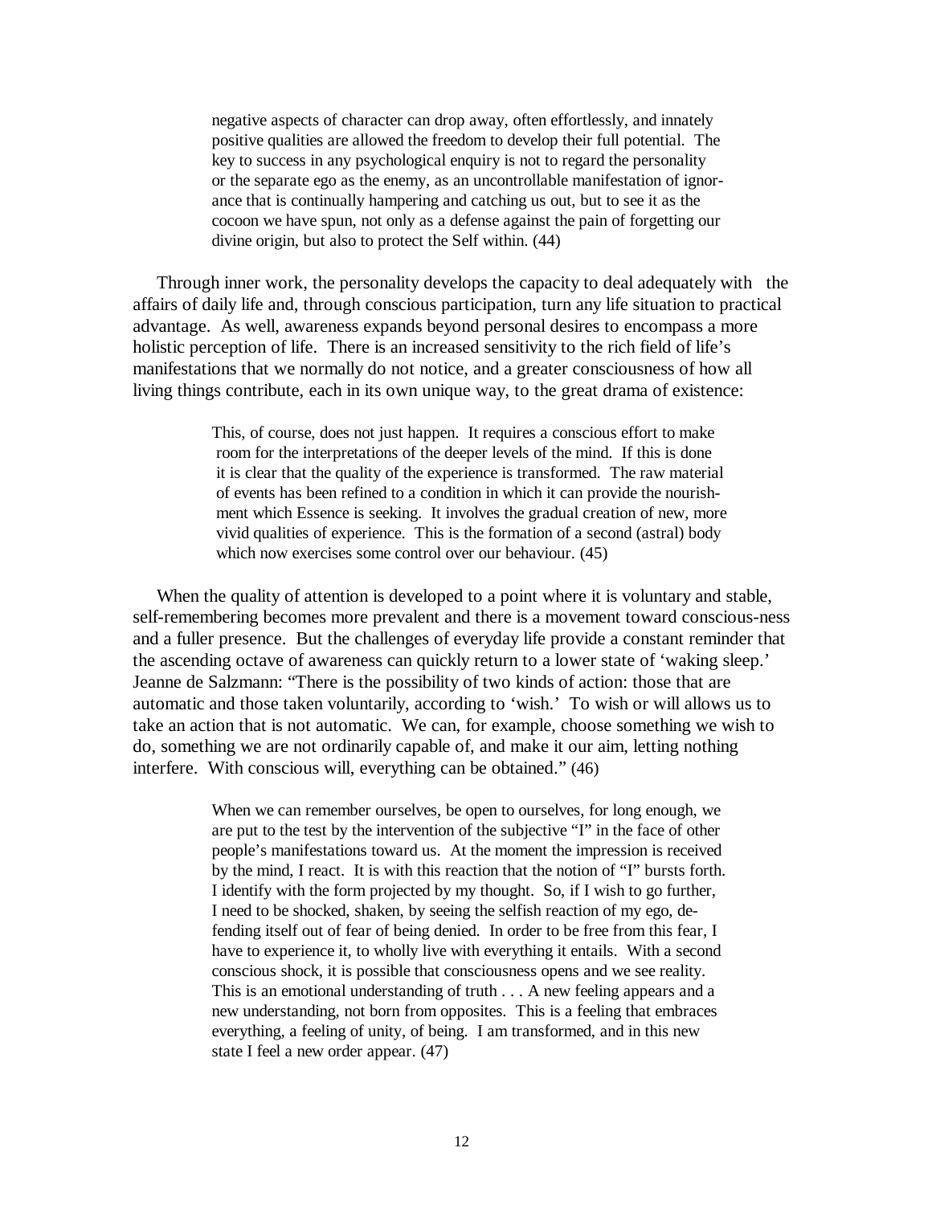> negative aspects of character can drop away, often effortlessly, and innately positive qualities are allowed the freedom to develop their full potential. The key to success in any psychological enquiry is not to regard the personality or the separate ego as the enemy, as an uncontrollable manifestation of ignorance that is continually hampering and catching us out, but to see it as the cocoon we have spun, not only as a defense against the pain of forgetting our divine origin, but also to protect the Self within. (44)

Through inner work, the personality develops the capacity to deal adequately with the affairs of daily life and, through conscious participation, turn any life situation to practical advantage. As well, awareness expands beyond personal desires to encompass a more holistic perception of life. There is an increased sensitivity to the rich field of life's manifestations that we normally do not notice, and a greater consciousness of how all living things contribute, each in its own unique way, to the great drama of existence:

> This, of course, does not just happen. It requires a conscious effort to make room for the interpretations of the deeper levels of the mind. If this is done it is clear that the quality of the experience is transformed. The raw material of events has been refined to a condition in which it can provide the nourishment which Essence is seeking. It involves the gradual creation of new, more vivid qualities of experience. This is the formation of a second (astral) body which now exercises some control over our behaviour. (45)

When the quality of attention is developed to a point where it is voluntary and stable, self-remembering becomes more prevalent and there is a movement toward conscious-ness and a fuller presence. But the challenges of everyday life provide a constant reminder that the ascending octave of awareness can quickly return to a lower state of 'waking sleep.' Jeanne de Salzmann: "There is the possibility of two kinds of action: those that are automatic and those taken voluntarily, according to 'wish.' To wish or will allows us to take an action that is not automatic. We can, for example, choose something we wish to do, something we are not ordinarily capable of, and make it our aim, letting nothing interfere. With conscious will, everything can be obtained." (46)

> When we can remember ourselves, be open to ourselves, for long enough, we are put to the test by the intervention of the subjective "I" in the face of other people's manifestations toward us. At the moment the impression is received by the mind, I react. It is with this reaction that the notion of "I" bursts forth. I identify with the form projected by my thought. So, if I wish to go further, I need to be shocked, shaken, by seeing the selfish reaction of my ego, defending itself out of fear of being denied. In order to be free from this fear, I have to experience it, to wholly live with everything it entails. With a second conscious shock, it is possible that consciousness opens and we see reality. This is an emotional understanding of truth . . . A new feeling appears and a new understanding, not born from opposites. This is a feeling that embraces everything, a feeling of unity, of being. I am transformed, and in this new state I feel a new order appear. (47)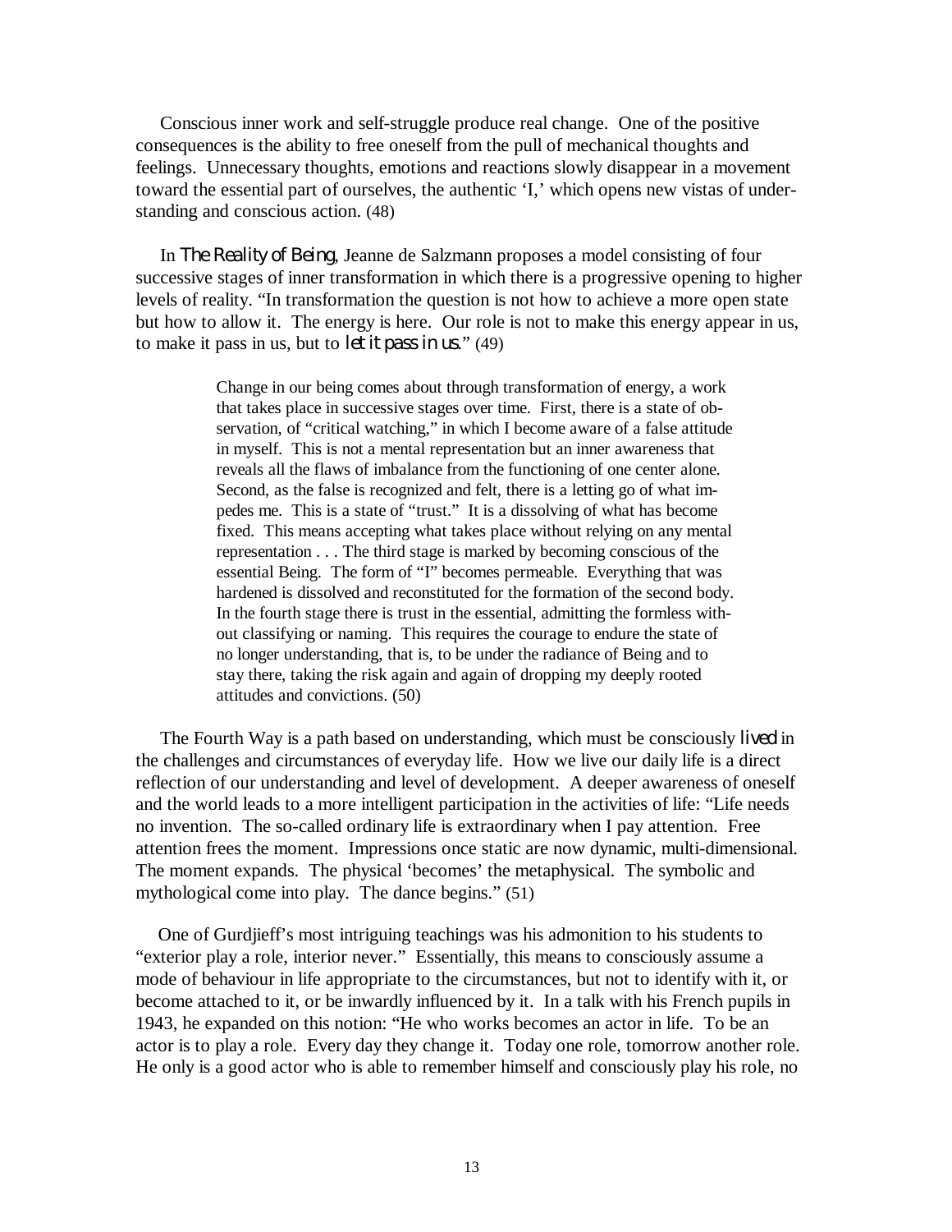Conscious inner work and self-struggle produce real change. One of the positive consequences is the ability to free oneself from the pull of mechanical thoughts and feelings. Unnecessary thoughts, emotions and reactions slowly disappear in a movement toward the essential part of ourselves, the authentic 'I,' which opens new vistas of understanding and conscious action. (48)

In *The Reality of Being*, Jeanne de Salzmann proposes a model consisting of four successive stages of inner transformation in which there is a progressive opening to higher levels of reality. "In transformation the question is not how to achieve a more open state but how to allow it. The energy is here. Our role is not to make this energy appear in us, to make it pass in us, but to *let it pass in us*." (49)

> Change in our being comes about through transformation of energy, a work that takes place in successive stages over time. First, there is a state of observation, of "critical watching," in which I become aware of a false attitude in myself. This is not a mental representation but an inner awareness that reveals all the flaws of imbalance from the functioning of one center alone. Second, as the false is recognized and felt, there is a letting go of what impedes me. This is a state of "trust." It is a dissolving of what has become fixed. This means accepting what takes place without relying on any mental representation . . . The third stage is marked by becoming conscious of the essential Being. The form of "I" becomes permeable. Everything that was hardened is dissolved and reconstituted for the formation of the second body. In the fourth stage there is trust in the essential, admitting the formless without classifying or naming. This requires the courage to endure the state of no longer understanding, that is, to be under the radiance of Being and to stay there, taking the risk again and again of dropping my deeply rooted attitudes and convictions. (50)

The Fourth Way is a path based on understanding, which must be consciously *lived* in the challenges and circumstances of everyday life. How we live our daily life is a direct reflection of our understanding and level of development. A deeper awareness of oneself and the world leads to a more intelligent participation in the activities of life: "Life needs no invention. The so-called ordinary life is extraordinary when I pay attention. Free attention frees the moment. Impressions once static are now dynamic, multi-dimensional. The moment expands. The physical 'becomes' the metaphysical. The symbolic and mythological come into play. The dance begins." (51)

One of Gurdjieff's most intriguing teachings was his admonition to his students to "exterior play a role, interior never." Essentially, this means to consciously assume a mode of behaviour in life appropriate to the circumstances, but not to identify with it, or become attached to it, or be inwardly influenced by it. In a talk with his French pupils in 1943, he expanded on this notion: "He who works becomes an actor in life. To be an actor is to play a role. Every day they change it. Today one role, tomorrow another role. He only is a good actor who is able to remember himself and consciously play his role, no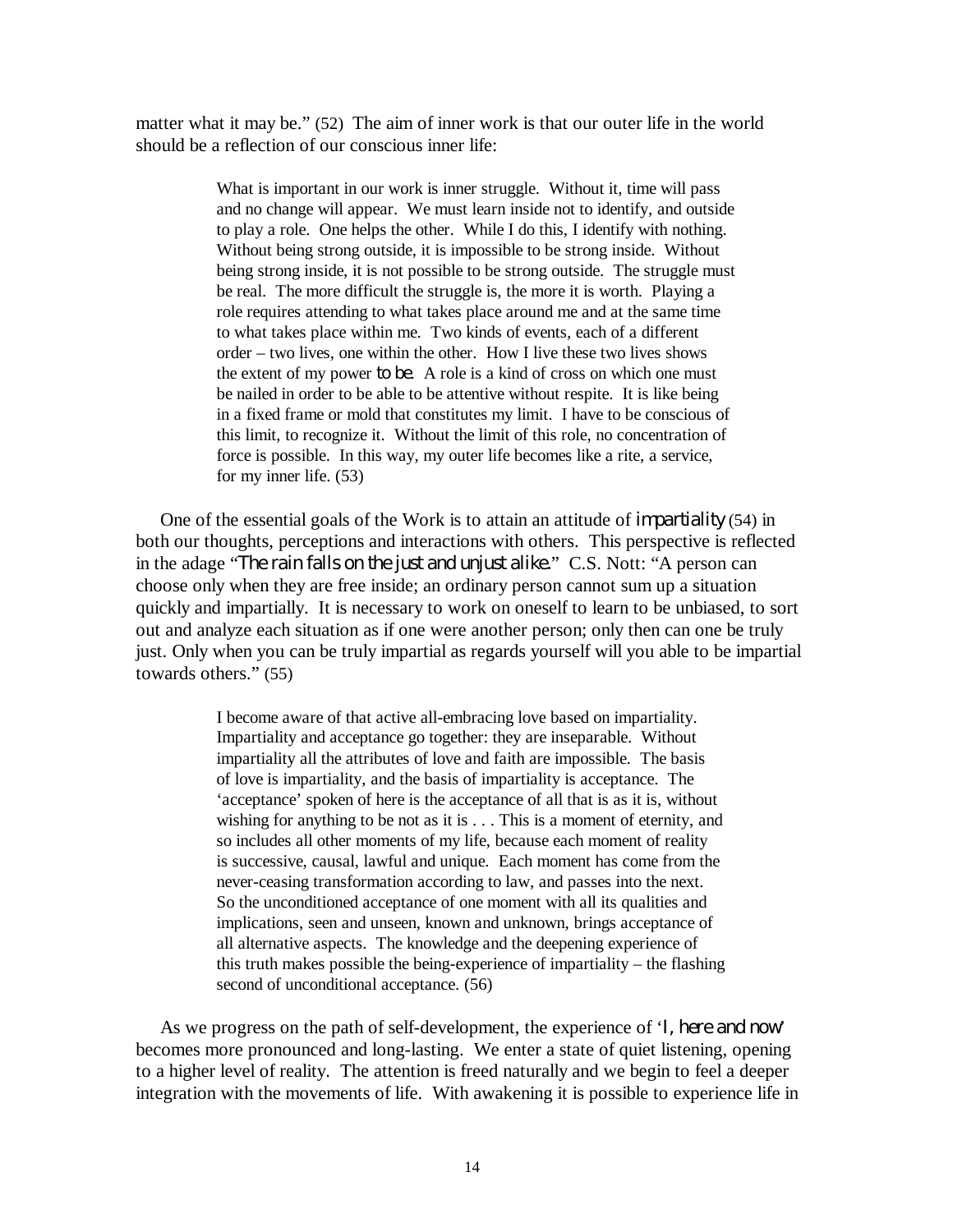matter what it may be." (52) The aim of inner work is that our outer life in the world should be a reflection of our conscious inner life:

> What is important in our work is inner struggle. Without it, time will pass and no change will appear. We must learn inside not to identify, and outside to play a role. One helps the other. While I do this, I identify with nothing. Without being strong outside, it is impossible to be strong inside. Without being strong inside, it is not possible to be strong outside. The struggle must be real. The more difficult the struggle is, the more it is worth. Playing a role requires attending to what takes place around me and at the same time to what takes place within me. Two kinds of events, each of a different order – two lives, one within the other. How I live these two lives shows the extent of my power *to be.* A role is a kind of cross on which one must be nailed in order to be able to be attentive without respite. It is like being in a fixed frame or mold that constitutes my limit. I have to be conscious of this limit, to recognize it. Without the limit of this role, no concentration of force is possible. In this way, my outer life becomes like a rite, a service, for my inner life. (53)

One of the essential goals of the Work is to attain an attitude of *impartiality* (54) in both our thoughts, perceptions and interactions with others. This perspective is reflected in the adage "*The rain falls on the just and unjust alike.*" C.S. Nott: "A person can choose only when they are free inside; an ordinary person cannot sum up a situation quickly and impartially. It is necessary to work on oneself to learn to be unbiased, to sort out and analyze each situation as if one were another person; only then can one be truly just. Only when you can be truly impartial as regards yourself will you able to be impartial towards others." (55)

> I become aware of that active all-embracing love based on impartiality. Impartiality and acceptance go together: they are inseparable. Without impartiality all the attributes of love and faith are impossible. The basis of love is impartiality, and the basis of impartiality is acceptance. The 'acceptance' spoken of here is the acceptance of all that is as it is, without wishing for anything to be not as it is . . . This is a moment of eternity, and so includes all other moments of my life, because each moment of reality is successive, causal, lawful and unique. Each moment has come from the never-ceasing transformation according to law, and passes into the next. So the unconditioned acceptance of one moment with all its qualities and implications, seen and unseen, known and unknown, brings acceptance of all alternative aspects. The knowledge and the deepening experience of this truth makes possible the being-experience of impartiality – the flashing second of unconditional acceptance. (56)

As we progress on the path of self-development, the experience of '*I, here and now*' becomes more pronounced and long-lasting. We enter a state of quiet listening, opening to a higher level of reality. The attention is freed naturally and we begin to feel a deeper integration with the movements of life. With awakening it is possible to experience life in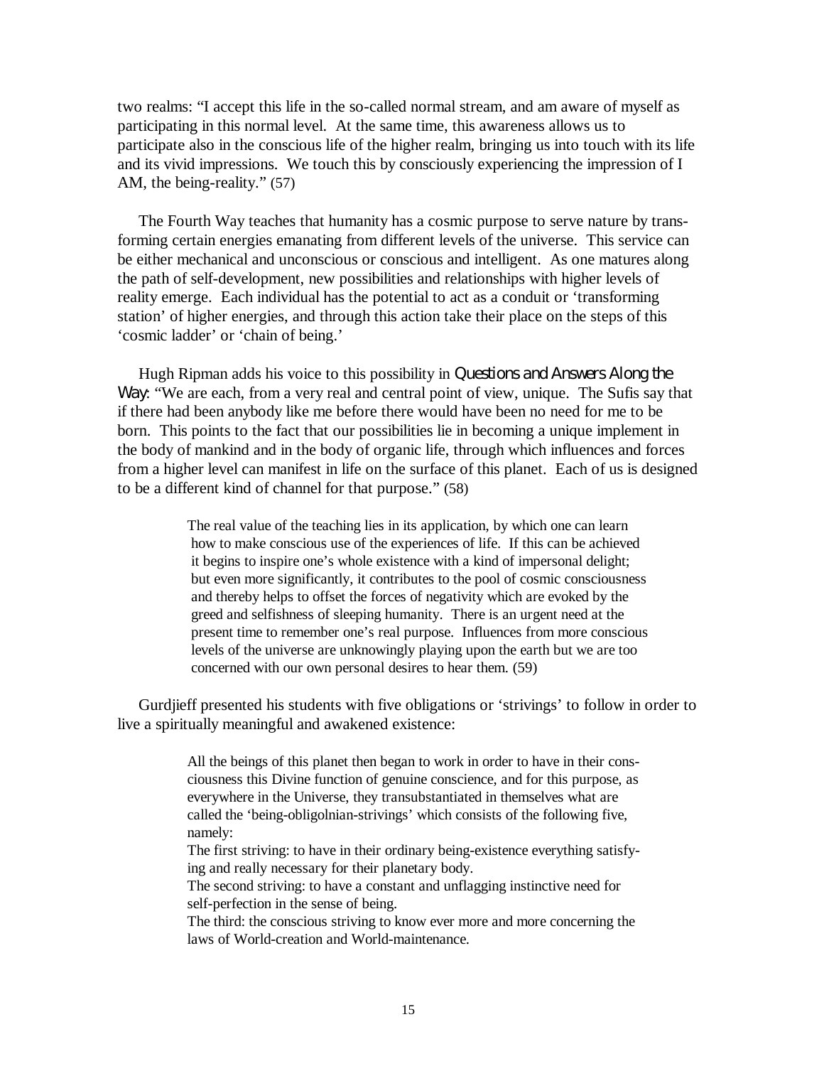two realms: “I accept this life in the so-called normal stream, and am aware of myself as participating in this normal level. At the same time, this awareness allows us to participate also in the conscious life of the higher realm, bringing us into touch with its life and its vivid impressions. We touch this by consciously experiencing the impression of I AM, the being-reality.” (57)

The Fourth Way teaches that humanity has a cosmic purpose to serve nature by transforming certain energies emanating from different levels of the universe. This service can be either mechanical and unconscious or conscious and intelligent. As one matures along the path of self-development, new possibilities and relationships with higher levels of reality emerge. Each individual has the potential to act as a conduit or ‘transforming station’ of higher energies, and through this action take their place on the steps of this ‘cosmic ladder’ or ‘chain of being.’

Hugh Ripman adds his voice to this possibility in *Questions and Answers Along the Way*: “We are each, from a very real and central point of view, unique. The Sufis say that if there had been anybody like me before there would have been no need for me to be born. This points to the fact that our possibilities lie in becoming a unique implement in the body of mankind and in the body of organic life, through which influences and forces from a higher level can manifest in life on the surface of this planet. Each of us is designed to be a different kind of channel for that purpose.” (58)

> The real value of the teaching lies in its application, by which one can learn how to make conscious use of the experiences of life. If this can be achieved it begins to inspire one’s whole existence with a kind of impersonal delight; but even more significantly, it contributes to the pool of cosmic consciousness and thereby helps to offset the forces of negativity which are evoked by the greed and selfishness of sleeping humanity. There is an urgent need at the present time to remember one’s real purpose. Influences from more conscious levels of the universe are unknowingly playing upon the earth but we are too concerned with our own personal desires to hear them. (59)

Gurdjieff presented his students with five obligations or ‘strivings’ to follow in order to live a spiritually meaningful and awakened existence:

> All the beings of this planet then began to work in order to have in their consciousness this Divine function of genuine conscience, and for this purpose, as everywhere in the Universe, they transubstantiated in themselves what are called the ‘being-obligolnian-strivings’ which consists of the following five, namely:
>
> The first striving: to have in their ordinary being-existence everything satisfying and really necessary for their planetary body.
>
> The second striving: to have a constant and unflagging instinctive need for self-perfection in the sense of being.
>
> The third: the conscious striving to know ever more and more concerning the laws of World-creation and World-maintenance.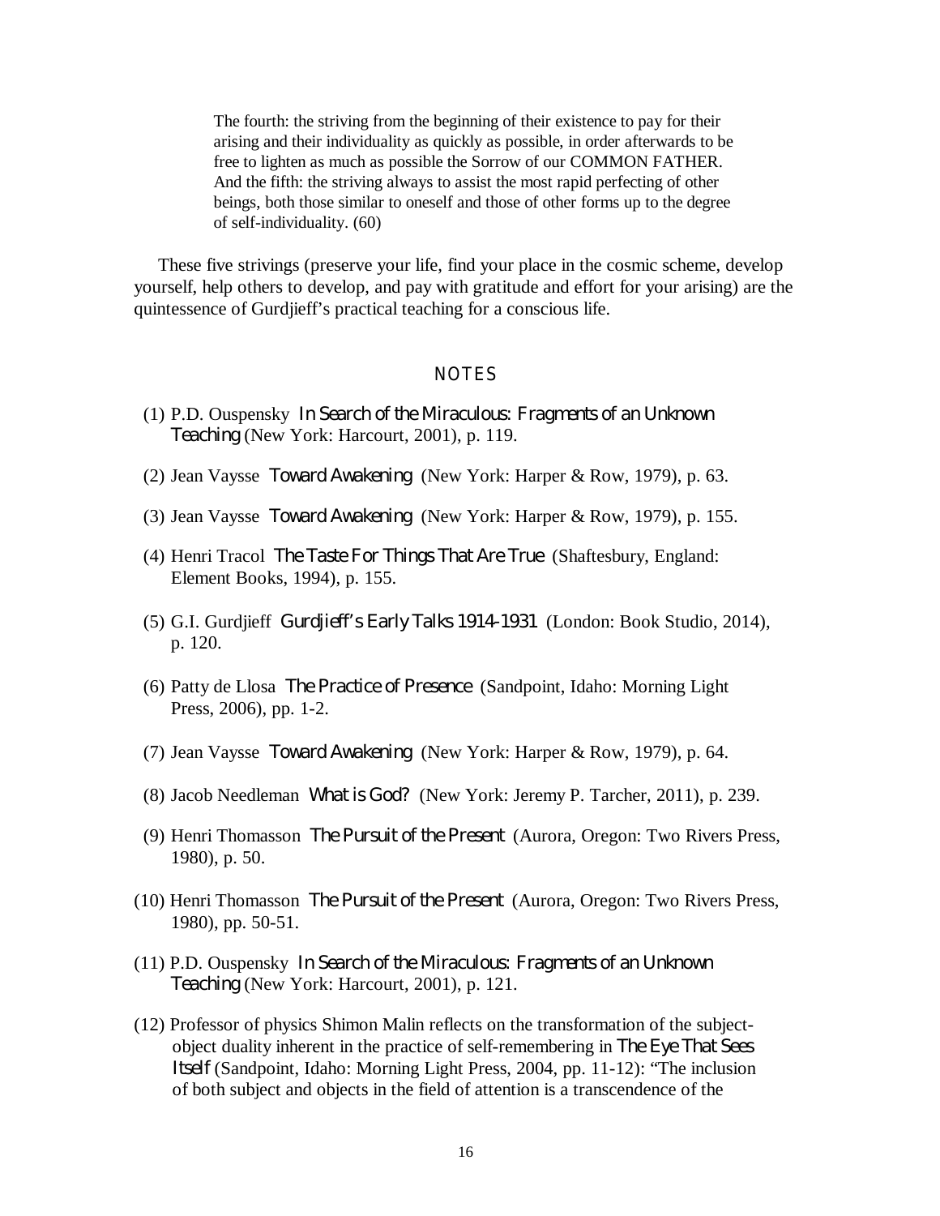> The fourth: the striving from the beginning of their existence to pay for their arising and their individuality as quickly as possible, in order afterwards to be free to lighten as much as possible the Sorrow of our COMMON FATHER. And the fifth: the striving always to assist the most rapid perfecting of other beings, both those similar to oneself and those of other forms up to the degree of self-individuality. (60)

These five strivings (preserve your life, find your place in the cosmic scheme, develop yourself, help others to develop, and pay with gratitude and effort for your arising) are the quintessence of Gurdjieff's practical teaching for a conscious life.

## NOTES

(1) P.D. Ouspensky *In Search of the Miraculous: Fragments of an Unknown Teaching* (New York: Harcourt, 2001), p. 119.

(2) Jean Vaysse *Toward Awakening* (New York: Harper & Row, 1979), p. 63.

(3) Jean Vaysse *Toward Awakening* (New York: Harper & Row, 1979), p. 155.

(4) Henri Tracol *The Taste For Things That Are True* (Shaftesbury, England: Element Books, 1994), p. 155.

(5) G.I. Gurdjieff *Gurdjieff's Early Talks 1914-1931* (London: Book Studio, 2014), p. 120.

(6) Patty de Llosa *The Practice of Presence* (Sandpoint, Idaho: Morning Light Press, 2006), pp. 1-2.

(7) Jean Vaysse *Toward Awakening* (New York: Harper & Row, 1979), p. 64.

(8) Jacob Needleman *What is God?* (New York: Jeremy P. Tarcher, 2011), p. 239.

(9) Henri Thomasson *The Pursuit of the Present* (Aurora, Oregon: Two Rivers Press, 1980), p. 50.

(10) Henri Thomasson *The Pursuit of the Present* (Aurora, Oregon: Two Rivers Press, 1980), pp. 50-51.

(11) P.D. Ouspensky *In Search of the Miraculous: Fragments of an Unknown Teaching* (New York: Harcourt, 2001), p. 121.

(12) Professor of physics Shimon Malin reflects on the transformation of the subject-object duality inherent in the practice of self-remembering in *The Eye That Sees Itself* (Sandpoint, Idaho: Morning Light Press, 2004, pp. 11-12): "The inclusion of both subject and objects in the field of attention is a transcendence of the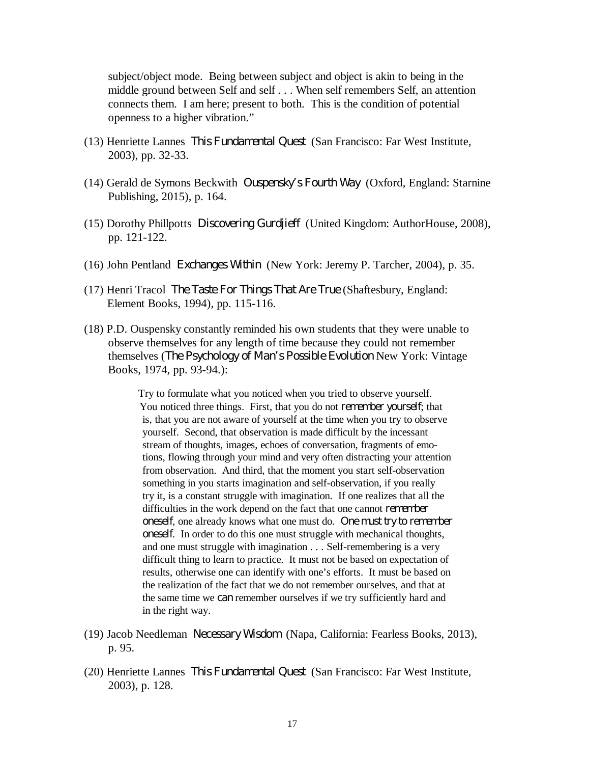subject/object mode. Being between subject and object is akin to being in the middle ground between Self and self . . . When self remembers Self, an attention connects them. I am here; present to both. This is the condition of potential openness to a higher vibration."

(13) Henriette Lannes *This Fundamental Quest* (San Francisco: Far West Institute, 2003), pp. 32-33.

(14) Gerald de Symons Beckwith *Ouspensky's Fourth Way* (Oxford, England: Starnine Publishing, 2015), p. 164.

(15) Dorothy Phillpotts *Discovering Gurdjieff* (United Kingdom: AuthorHouse, 2008), pp. 121-122.

(16) John Pentland *Exchanges Within* (New York: Jeremy P. Tarcher, 2004), p. 35.

(17) Henri Tracol *The Taste For Things That Are True* (Shaftesbury, England: Element Books, 1994), pp. 115-116.

(18) P.D. Ouspensky constantly reminded his own students that they were unable to observe themselves for any length of time because they could not remember themselves (*The Psychology of Man's Possible Evolution* New York: Vintage Books, 1974, pp. 93-94.):

> Try to formulate what you noticed when you tried to observe yourself. You noticed three things. First, that you do not *remember yourself*; that is, that you are not aware of yourself at the time when you try to observe yourself. Second, that observation is made difficult by the incessant stream of thoughts, images, echoes of conversation, fragments of emotions, flowing through your mind and very often distracting your attention from observation. And third, that the moment you start self-observation something in you starts imagination and self-observation, if you really try it, is a constant struggle with imagination. If one realizes that all the difficulties in the work depend on the fact that one cannot *remember oneself*, one already knows what one must do. *One must try to remember oneself*. In order to do this one must struggle with mechanical thoughts, and one must struggle with imagination . . . Self-remembering is a very difficult thing to learn to practice. It must not be based on expectation of results, otherwise one can identify with one's efforts. It must be based on the realization of the fact that we do not remember ourselves, and that at the same time we *can* remember ourselves if we try sufficiently hard and in the right way.

(19) Jacob Needleman *Necessary Wisdom* (Napa, California: Fearless Books, 2013), p. 95.

(20) Henriette Lannes *This Fundamental Quest* (San Francisco: Far West Institute, 2003), p. 128.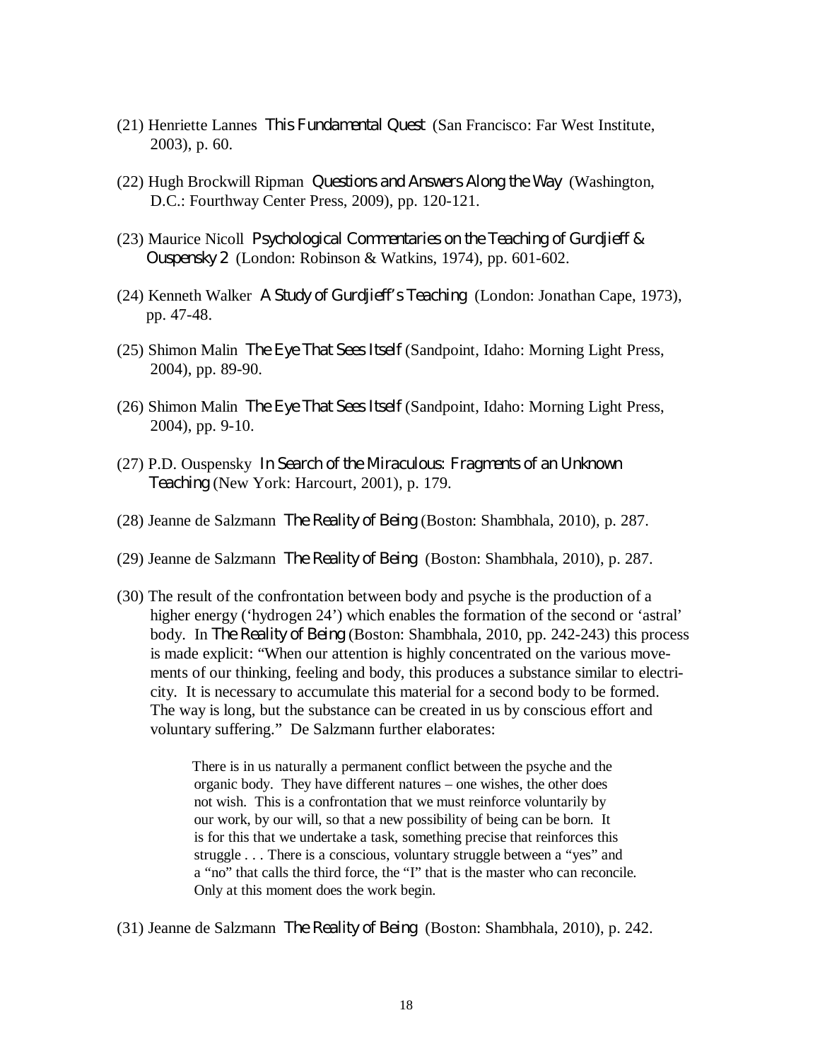(21) Henriette Lannes *This Fundamental Quest* (San Francisco: Far West Institute, 2003), p. 60.

(22) Hugh Brockwill Ripman *Questions and Answers Along the Way* (Washington, D.C.: Fourthway Center Press, 2009), pp. 120-121.

(23) Maurice Nicoll *Psychological Commentaries on the Teaching of Gurdjieff & Ouspensky 2* (London: Robinson & Watkins, 1974), pp. 601-602.

(24) Kenneth Walker *A Study of Gurdjieff's Teaching* (London: Jonathan Cape, 1973), pp. 47-48.

(25) Shimon Malin *The Eye That Sees Itself* (Sandpoint, Idaho: Morning Light Press, 2004), pp. 89-90.

(26) Shimon Malin *The Eye That Sees Itself* (Sandpoint, Idaho: Morning Light Press, 2004), pp. 9-10.

(27) P.D. Ouspensky *In Search of the Miraculous: Fragments of an Unknown Teaching* (New York: Harcourt, 2001), p. 179.

(28) Jeanne de Salzmann *The Reality of Being* (Boston: Shambhala, 2010), p. 287.

(29) Jeanne de Salzmann *The Reality of Being* (Boston: Shambhala, 2010), p. 287.

(30) The result of the confrontation between body and psyche is the production of a higher energy ('hydrogen 24') which enables the formation of the second or 'astral' body. In *The Reality of Being* (Boston: Shambhala, 2010, pp. 242-243) this process is made explicit: "When our attention is highly concentrated on the various movements of our thinking, feeling and body, this produces a substance similar to electricity. It is necessary to accumulate this material for a second body to be formed. The way is long, but the substance can be created in us by conscious effort and voluntary suffering." De Salzmann further elaborates:

> There is in us naturally a permanent conflict between the psyche and the organic body. They have different natures – one wishes, the other does not wish. This is a confrontation that we must reinforce voluntarily by our work, by our will, so that a new possibility of being can be born. It is for this that we undertake a task, something precise that reinforces this struggle . . . There is a conscious, voluntary struggle between a "yes" and a "no" that calls the third force, the "I" that is the master who can reconcile. Only at this moment does the work begin.

(31) Jeanne de Salzmann *The Reality of Being* (Boston: Shambhala, 2010), p. 242.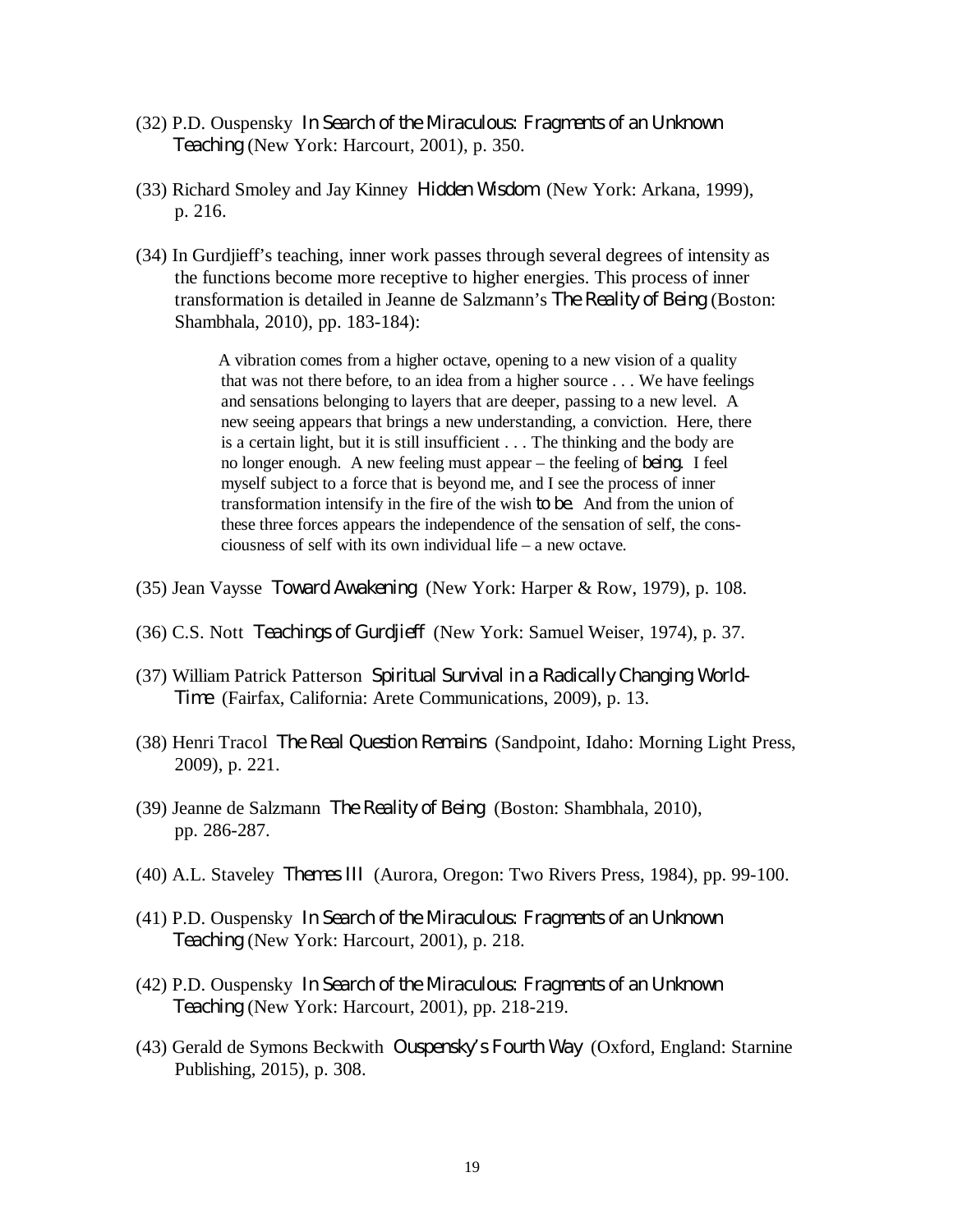(32) P.D. Ouspensky *In Search of the Miraculous: Fragments of an Unknown Teaching* (New York: Harcourt, 2001), p. 350.

(33) Richard Smoley and Jay Kinney *Hidden Wisdom* (New York: Arkana, 1999), p. 216.

(34) In Gurdjieff's teaching, inner work passes through several degrees of intensity as the functions become more receptive to higher energies. This process of inner transformation is detailed in Jeanne de Salzmann's *The Reality of Being* (Boston: Shambhala, 2010), pp. 183-184):

> A vibration comes from a higher octave, opening to a new vision of a quality that was not there before, to an idea from a higher source . . . We have feelings and sensations belonging to layers that are deeper, passing to a new level. A new seeing appears that brings a new understanding, a conviction. Here, there is a certain light, but it is still insufficient . . . The thinking and the body are no longer enough. A new feeling must appear – the feeling of *being*. I feel myself subject to a force that is beyond me, and I see the process of inner transformation intensify in the fire of the wish *to be*. And from the union of these three forces appears the independence of the sensation of self, the consciousness of self with its own individual life – a new octave.

(35) Jean Vaysse *Toward Awakening* (New York: Harper & Row, 1979), p. 108.

(36) C.S. Nott *Teachings of Gurdjieff* (New York: Samuel Weiser, 1974), p. 37.

(37) William Patrick Patterson *Spiritual Survival in a Radically Changing World-Time* (Fairfax, California: Arete Communications, 2009), p. 13.

(38) Henri Tracol *The Real Question Remains* (Sandpoint, Idaho: Morning Light Press, 2009), p. 221.

(39) Jeanne de Salzmann *The Reality of Being* (Boston: Shambhala, 2010), pp. 286-287.

(40) A.L. Staveley *Themes III* (Aurora, Oregon: Two Rivers Press, 1984), pp. 99-100.

(41) P.D. Ouspensky *In Search of the Miraculous: Fragments of an Unknown Teaching* (New York: Harcourt, 2001), p. 218.

(42) P.D. Ouspensky *In Search of the Miraculous: Fragments of an Unknown Teaching* (New York: Harcourt, 2001), pp. 218-219.

(43) Gerald de Symons Beckwith *Ouspensky's Fourth Way* (Oxford, England: Starnine Publishing, 2015), p. 308.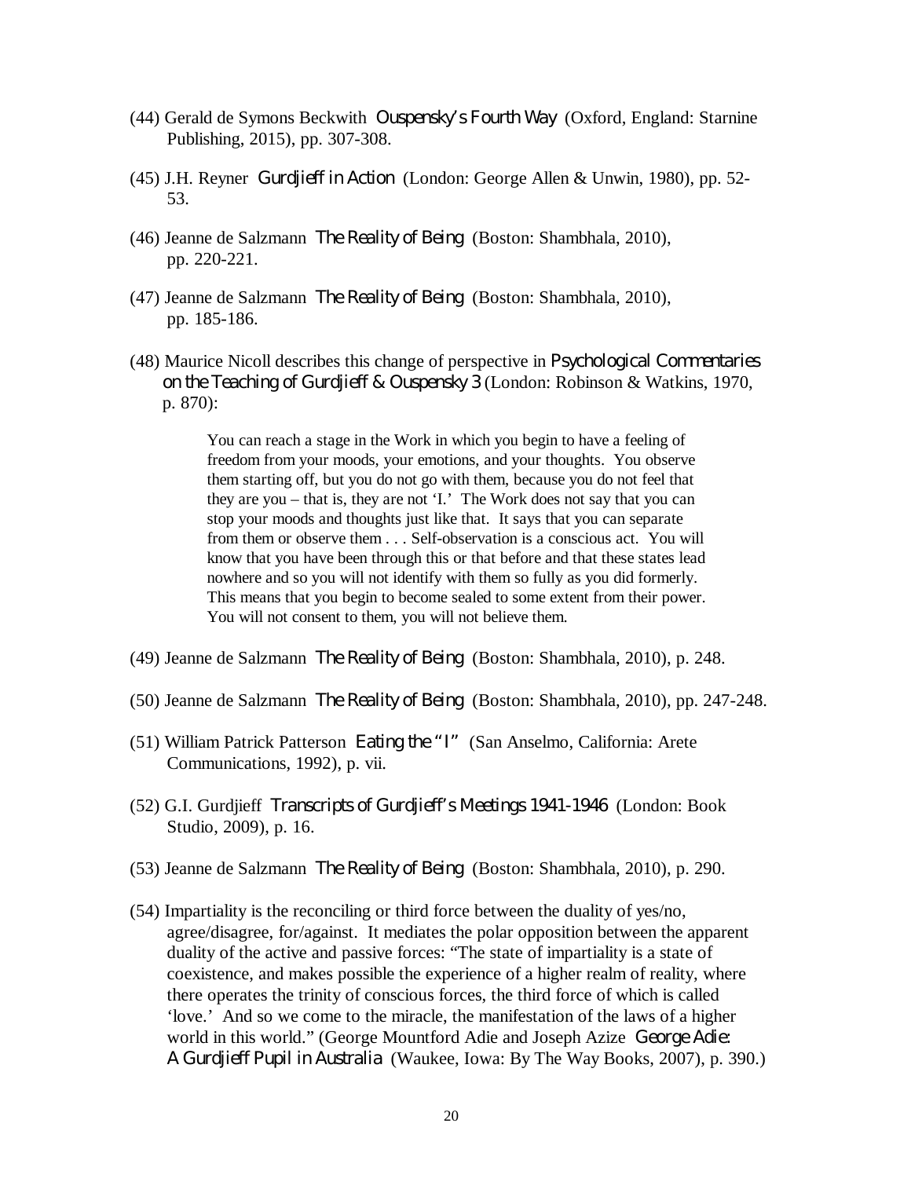(44) Gerald de Symons Beckwith *Ouspensky's Fourth Way* (Oxford, England: Starnine Publishing, 2015), pp. 307-308.

(45) J.H. Reyner *Gurdjieff in Action* (London: George Allen & Unwin, 1980), pp. 52-53.

(46) Jeanne de Salzmann *The Reality of Being* (Boston: Shambhala, 2010), pp. 220-221.

(47) Jeanne de Salzmann *The Reality of Being* (Boston: Shambhala, 2010), pp. 185-186.

(48) Maurice Nicoll describes this change of perspective in *Psychological Commentaries on the Teaching of Gurdjieff & Ouspensky 3* (London: Robinson & Watkins, 1970, p. 870):

> You can reach a stage in the Work in which you begin to have a feeling of freedom from your moods, your emotions, and your thoughts. You observe them starting off, but you do not go with them, because you do not feel that they are you – that is, they are not 'I.' The Work does not say that you can stop your moods and thoughts just like that. It says that you can separate from them or observe them . . . Self-observation is a conscious act. You will know that you have been through this or that before and that these states lead nowhere and so you will not identify with them so fully as you did formerly. This means that you begin to become sealed to some extent from their power. You will not consent to them, you will not believe them.

(49) Jeanne de Salzmann *The Reality of Being* (Boston: Shambhala, 2010), p. 248.

(50) Jeanne de Salzmann *The Reality of Being* (Boston: Shambhala, 2010), pp. 247-248.

(51) William Patrick Patterson *Eating the "I"* (San Anselmo, California: Arete Communications, 1992), p. vii.

(52) G.I. Gurdjieff *Transcripts of Gurdjieff's Meetings 1941-1946* (London: Book Studio, 2009), p. 16.

(53) Jeanne de Salzmann *The Reality of Being* (Boston: Shambhala, 2010), p. 290.

(54) Impartiality is the reconciling or third force between the duality of yes/no, agree/disagree, for/against. It mediates the polar opposition between the apparent duality of the active and passive forces: "The state of impartiality is a state of coexistence, and makes possible the experience of a higher realm of reality, where there operates the trinity of conscious forces, the third force of which is called 'love.' And so we come to the miracle, the manifestation of the laws of a higher world in this world." (George Mountford Adie and Joseph Azize *George Adie: A Gurdjieff Pupil in Australia* (Waukee, Iowa: By The Way Books, 2007), p. 390.)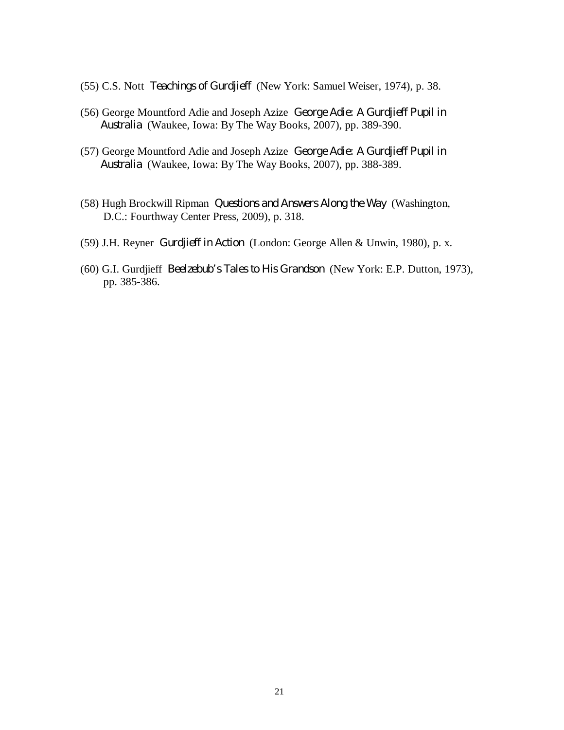(55) C.S. Nott *Teachings of Gurdjieff* (New York: Samuel Weiser, 1974), p. 38.

(56) George Mountford Adie and Joseph Azize *George Adie: A Gurdjieff Pupil in Australia* (Waukee, Iowa: By The Way Books, 2007), pp. 389-390.

(57) George Mountford Adie and Joseph Azize *George Adie: A Gurdjieff Pupil in Australia* (Waukee, Iowa: By The Way Books, 2007), pp. 388-389.

(58) Hugh Brockwill Ripman *Questions and Answers Along the Way* (Washington, D.C.: Fourthway Center Press, 2009), p. 318.

(59) J.H. Reyner *Gurdjieff in Action* (London: George Allen & Unwin, 1980), p. x.

(60) G.I. Gurdjieff *Beelzebub's Tales to His Grandson* (New York: E.P. Dutton, 1973), pp. 385-386.